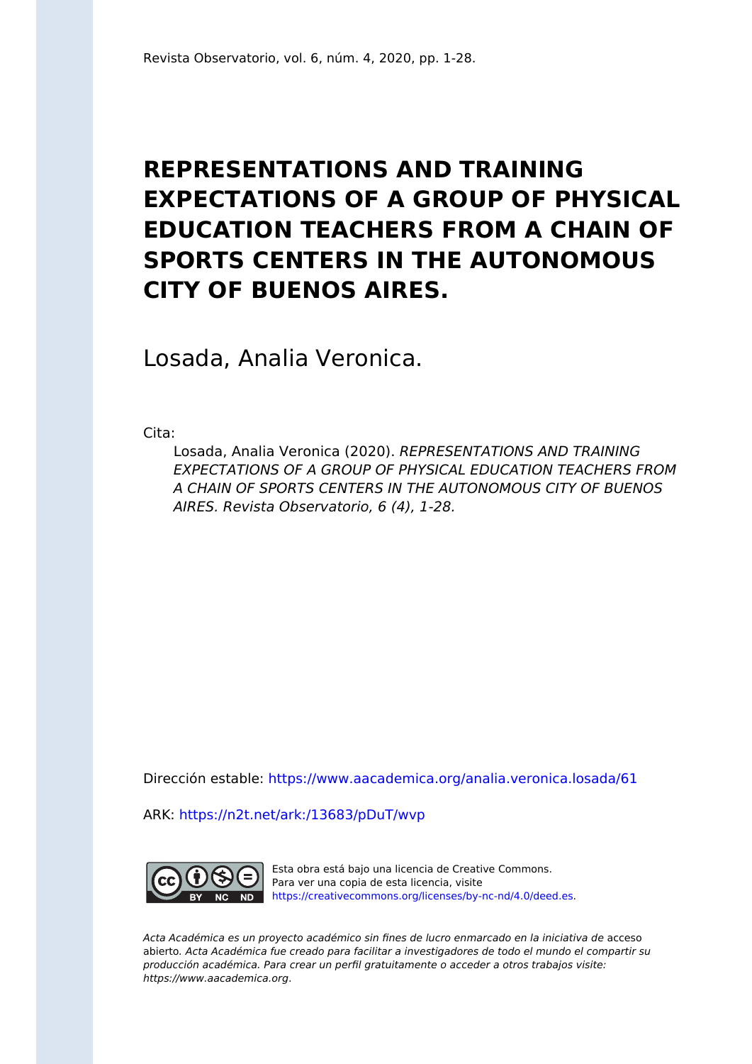Revista Observatorio, vol. 6, núm. 4, 2020, pp. 1-28.

# REPRESENTATIONS AND TRAINING EXPECTATIONS OF A GROUP OF PHYSICAL EDUCATION TEACHERS FROM A CHAIN OF SPORTS CENTERS IN THE AUTONOMOUS CITY OF BUENOS AIRES.

Losada, Analia Veronica.

Cita:

Losada, Analia Veronica (2020). *REPRESENTATIONS AND TRAINING EXPECTATIONS OF A GROUP OF PHYSICAL EDUCATION TEACHERS FROM A CHAIN OF SPORTS CENTERS IN THE AUTONOMOUS CITY OF BUENOS AIRES. Revista Observatorio, 6 (4), 1-28.*

Dirección estable: https://www.aacademica.org/analia.veronica.losada/61

ARK: https://n2t.net/ark:/13683/pDuT/wvp

Esta obra está bajo una licencia de Creative Commons. Para ver una copia de esta licencia, visite https://creativecommons.org/licenses/by-nc-nd/4.0/deed.es.

*Acta Académica es un proyecto académico sin fines de lucro enmarcado en la iniciativa de* acceso abierto. *Acta Académica fue creado para facilitar a investigadores de todo el mundo el compartir su producción académica. Para crear un perfil gratuitamente o acceder a otros trabajos visite: https://www.aacademica.org.*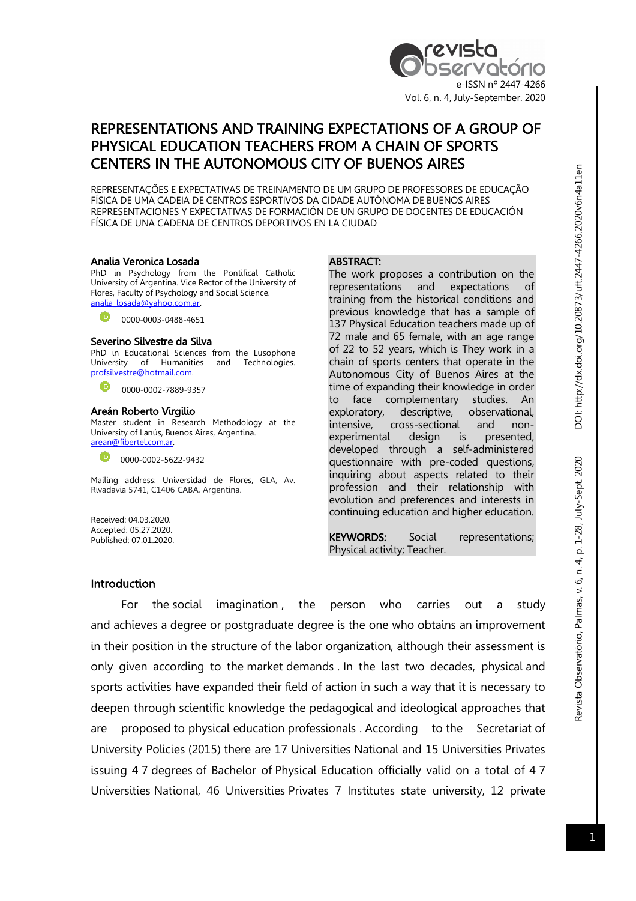# REPRESENTATIONS AND TRAINING EXPECTATIONS OF A GROUP OF PHYSICAL EDUCATION TEACHERS FROM A CHAIN OF SPORTS CENTERS IN THE AUTONOMOUS CITY OF BUENOS AIRES

REPRESENTAÇÕES E EXPECTATIVAS DE TREINAMENTO DE UM GRUPO DE PROFESSORES DE EDUCAÇÃO FÍSICA DE UMA CADEIA DE CENTROS ESPORTIVOS DA CIDADE AUTÔNOMA DE BUENOS AIRES
REPRESENTACIONES Y EXPECTATIVAS DE FORMACIÓN DE UN GRUPO DE DOCENTES DE EDUCACIÓN FÍSICA DE UNA CADENA DE CENTROS DEPORTIVOS EN LA CIUDAD

**Analia Veronica Losada**
PhD in Psychology from the Pontifical Catholic University of Argentina. Vice Rector of the University of Flores, Faculty of Psychology and Social Science.
analia_losada@yahoo.com.ar.
0000-0003-0488-4651

**Severino Silvestre da Silva**
PhD in Educational Sciences from the Lusophone University of Humanities and Technologies.
profsilvestre@hotmail.com.
0000-0002-7889-9357

**Areán Roberto Virgilio**
Master student in Research Methodology at the University of Lanús, Buenos Aires, Argentina.
arean@fibertel.com.ar.
0000-0002-5622-9432

Mailing address: Universidad de Flores, GLA, Av. Rivadavia 5741, C1406 CABA, Argentina.

Received: 04.03.2020.
Accepted: 05.27.2020.
Published: 07.01.2020.

**ABSTRACT:**
The work proposes a contribution on the representations and expectations of training from the historical conditions and previous knowledge that has a sample of 137 Physical Education teachers made up of 72 male and 65 female, with an age range of 22 to 52 years, which is They work in a chain of sports centers that operate in the Autonomous City of Buenos Aires at the time of expanding their knowledge in order to face complementary studies. An exploratory, descriptive, observational, intensive, cross-sectional and non-experimental design is presented, developed through a self-administered questionnaire with pre-coded questions, inquiring about aspects related to their profession and their relationship with evolution and preferences and interests in continuing education and higher education.

**KEYWORDS:** Social representations; Physical activity; Teacher.

## Introduction

For the social imagination, the person who carries out a study and achieves a degree or postgraduate degree is the one who obtains an improvement in their position in the structure of the labor organization, although their assessment is only given according to the market demands. In the last two decades, physical and sports activities have expanded their field of action in such a way that it is necessary to deepen through scientific knowledge the pedagogical and ideological approaches that are proposed to physical education professionals. According to the Secretariat of University Policies (2015) there are 17 Universities National and 15 Universities Privates issuing 4 7 degrees of Bachelor of Physical Education officially valid on a total of 4 7 Universities National, 46 Universities Privates 7 Institutes state university, 12 private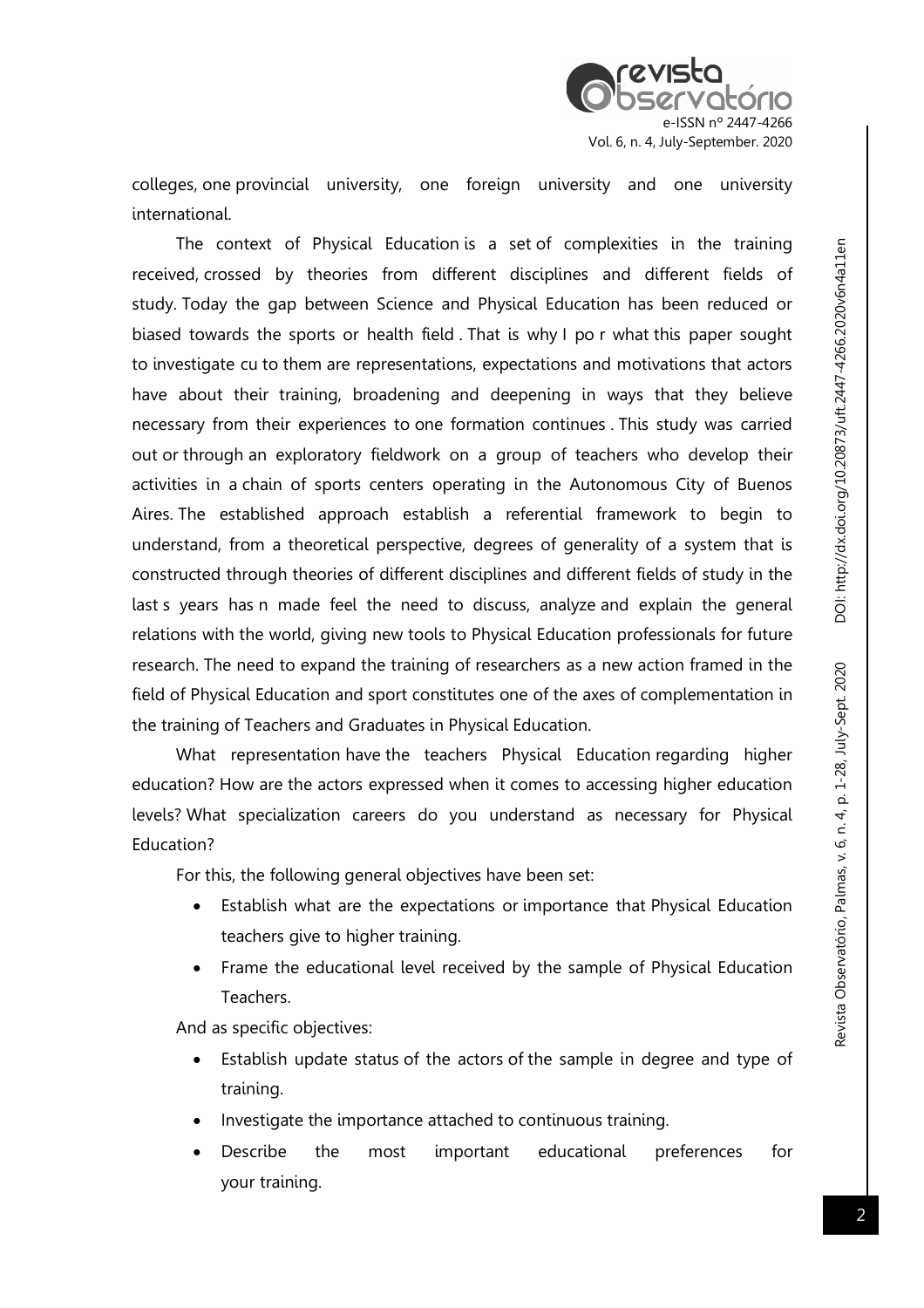colleges, one provincial university, one foreign university and one university international.

The context of Physical Education is a set of complexities in the training received, crossed by theories from different disciplines and different fields of study. Today the gap between Science and Physical Education has been reduced or biased towards the sports or health field . That is why I po r what this paper sought to investigate cu to them are representations, expectations and motivations that actors have about their training, broadening and deepening in ways that they believe necessary from their experiences to one formation continues . This study was carried out or through an exploratory fieldwork on a group of teachers who develop their activities in a chain of sports centers operating in the Autonomous City of Buenos Aires. The established approach establish a referential framework to begin to understand, from a theoretical perspective, degrees of generality of a system that is constructed through theories of different disciplines and different fields of study in the last s years has n made feel the need to discuss, analyze and explain the general relations with the world, giving new tools to Physical Education professionals for future research. The need to expand the training of researchers as a new action framed in the field of Physical Education and sport constitutes one of the axes of complementation in the training of Teachers and Graduates in Physical Education.

What representation have the teachers Physical Education regarding higher education? How are the actors expressed when it comes to accessing higher education levels? What specialization careers do you understand as necessary for Physical Education?

For this, the following general objectives have been set:

- Establish what are the expectations or importance that Physical Education teachers give to higher training.
- Frame the educational level received by the sample of Physical Education Teachers.

And as specific objectives:

- Establish update status of the actors of the sample in degree and type of training.
- Investigate the importance attached to continuous training.
- Describe the most important educational preferences for your training.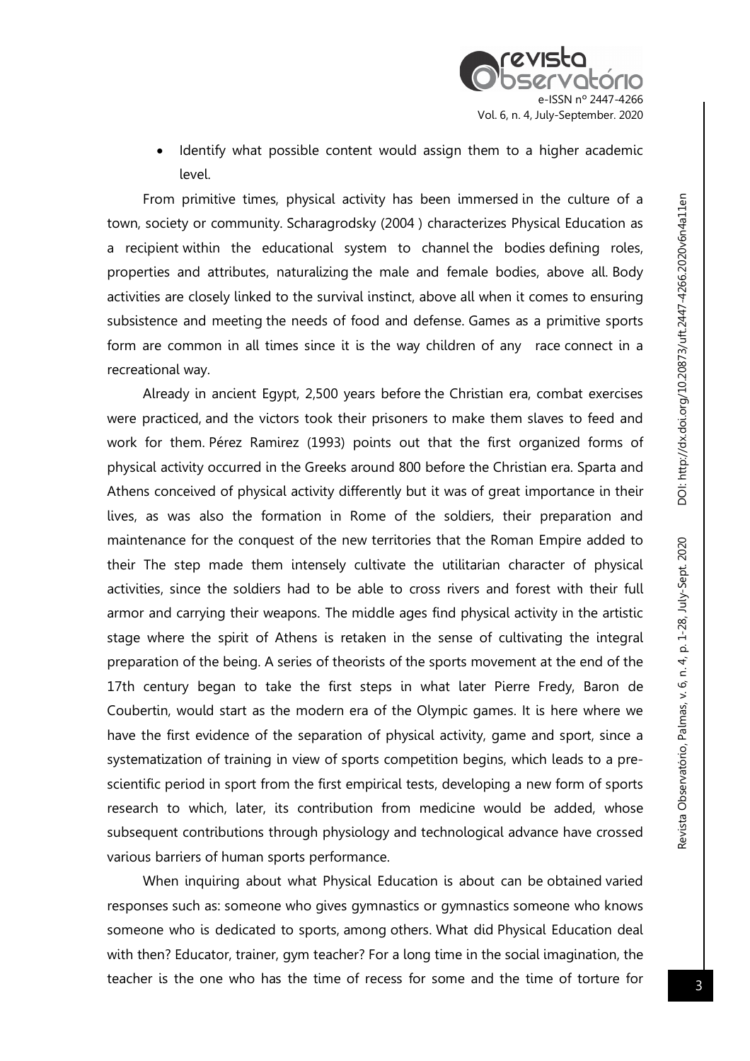- Identify what possible content would assign them to a higher academic level.

From primitive times, physical activity has been immersed in the culture of a town, society or community. Scharagrodsky (2004 ) characterizes Physical Education as a recipient within the educational system to channel the bodies defining roles, properties and attributes, naturalizing the male and female bodies, above all. Body activities are closely linked to the survival instinct, above all when it comes to ensuring subsistence and meeting the needs of food and defense. Games as a primitive sports form are common in all times since it is the way children of any race connect in a recreational way.

Already in ancient Egypt, 2,500 years before the Christian era, combat exercises were practiced, and the victors took their prisoners to make them slaves to feed and work for them. Pérez Ramirez (1993) points out that the first organized forms of physical activity occurred in the Greeks around 800 before the Christian era. Sparta and Athens conceived of physical activity differently but it was of great importance in their lives, as was also the formation in Rome of the soldiers, their preparation and maintenance for the conquest of the new territories that the Roman Empire added to their The step made them intensely cultivate the utilitarian character of physical activities, since the soldiers had to be able to cross rivers and forest with their full armor and carrying their weapons. The middle ages find physical activity in the artistic stage where the spirit of Athens is retaken in the sense of cultivating the integral preparation of the being. A series of theorists of the sports movement at the end of the 17th century began to take the first steps in what later Pierre Fredy, Baron de Coubertin, would start as the modern era of the Olympic games. It is here where we have the first evidence of the separation of physical activity, game and sport, since a systematization of training in view of sports competition begins, which leads to a pre-scientific period in sport from the first empirical tests, developing a new form of sports research to which, later, its contribution from medicine would be added, whose subsequent contributions through physiology and technological advance have crossed various barriers of human sports performance.

When inquiring about what Physical Education is about can be obtained varied responses such as: someone who gives gymnastics or gymnastics someone who knows someone who is dedicated to sports, among others. What did Physical Education deal with then? Educator, trainer, gym teacher? For a long time in the social imagination, the teacher is the one who has the time of recess for some and the time of torture for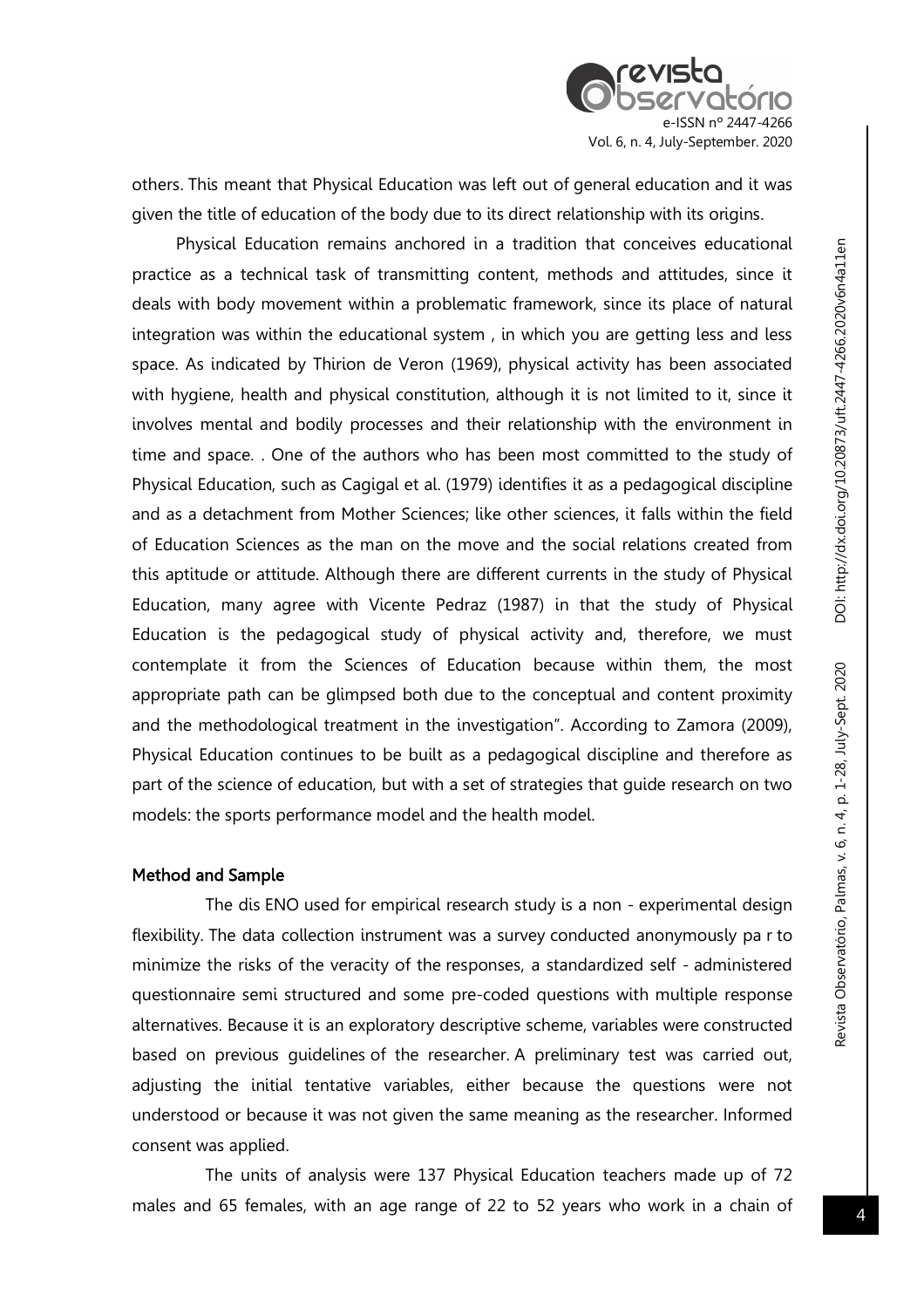others. This meant that Physical Education was left out of general education and it was given the title of education of the body due to its direct relationship with its origins.

Physical Education remains anchored in a tradition that conceives educational practice as a technical task of transmitting content, methods and attitudes, since it deals with body movement within a problematic framework, since its place of natural integration was within the educational system , in which you are getting less and less space. As indicated by Thirion de Veron (1969), physical activity has been associated with hygiene, health and physical constitution, although it is not limited to it, since it involves mental and bodily processes and their relationship with the environment in time and space. . One of the authors who has been most committed to the study of Physical Education, such as Cagigal et al. (1979) identifies it as a pedagogical discipline and as a detachment from Mother Sciences; like other sciences, it falls within the field of Education Sciences as the man on the move and the social relations created from this aptitude or attitude. Although there are different currents in the study of Physical Education, many agree with Vicente Pedraz (1987) in that the study of Physical Education is the pedagogical study of physical activity and, therefore, we must contemplate it from the Sciences of Education because within them, the most appropriate path can be glimpsed both due to the conceptual and content proximity and the methodological treatment in the investigation". According to Zamora (2009), Physical Education continues to be built as a pedagogical discipline and therefore as part of the science of education, but with a set of strategies that guide research on two models: the sports performance model and the health model.

## Method and Sample

The dis ENO used for empirical research study is a non - experimental design flexibility. The data collection instrument was a survey conducted anonymously pa r to minimize the risks of the veracity of the responses, a standardized self - administered questionnaire semi structured and some pre-coded questions with multiple response alternatives. Because it is an exploratory descriptive scheme, variables were constructed based on previous guidelines of the researcher. A preliminary test was carried out, adjusting the initial tentative variables, either because the questions were not understood or because it was not given the same meaning as the researcher. Informed consent was applied.

The units of analysis were 137 Physical Education teachers made up of 72 males and 65 females, with an age range of 22 to 52 years who work in a chain of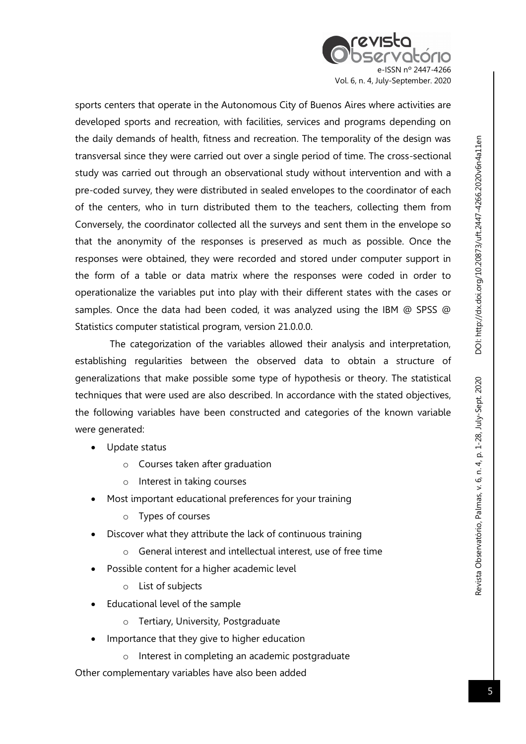sports centers that operate in the Autonomous City of Buenos Aires where activities are developed sports and recreation, with facilities, services and programs depending on the daily demands of health, fitness and recreation. The temporality of the design was transversal since they were carried out over a single period of time. The cross-sectional study was carried out through an observational study without intervention and with a pre-coded survey, they were distributed in sealed envelopes to the coordinator of each of the centers, who in turn distributed them to the teachers, collecting them from Conversely, the coordinator collected all the surveys and sent them in the envelope so that the anonymity of the responses is preserved as much as possible. Once the responses were obtained, they were recorded and stored under computer support in the form of a table or data matrix where the responses were coded in order to operationalize the variables put into play with their different states with the cases or samples. Once the data had been coded, it was analyzed using the IBM @ SPSS @ Statistics computer statistical program, version 21.0.0.0.

The categorization of the variables allowed their analysis and interpretation, establishing regularities between the observed data to obtain a structure of generalizations that make possible some type of hypothesis or theory. The statistical techniques that were used are also described. In accordance with the stated objectives, the following variables have been constructed and categories of the known variable were generated:

- Update status
  - Courses taken after graduation
  - Interest in taking courses
- Most important educational preferences for your training
  - Types of courses
- Discover what they attribute the lack of continuous training
  - General interest and intellectual interest, use of free time
- Possible content for a higher academic level
  - List of subjects
- Educational level of the sample
  - Tertiary, University, Postgraduate
- Importance that they give to higher education
  - Interest in completing an academic postgraduate

Other complementary variables have also been added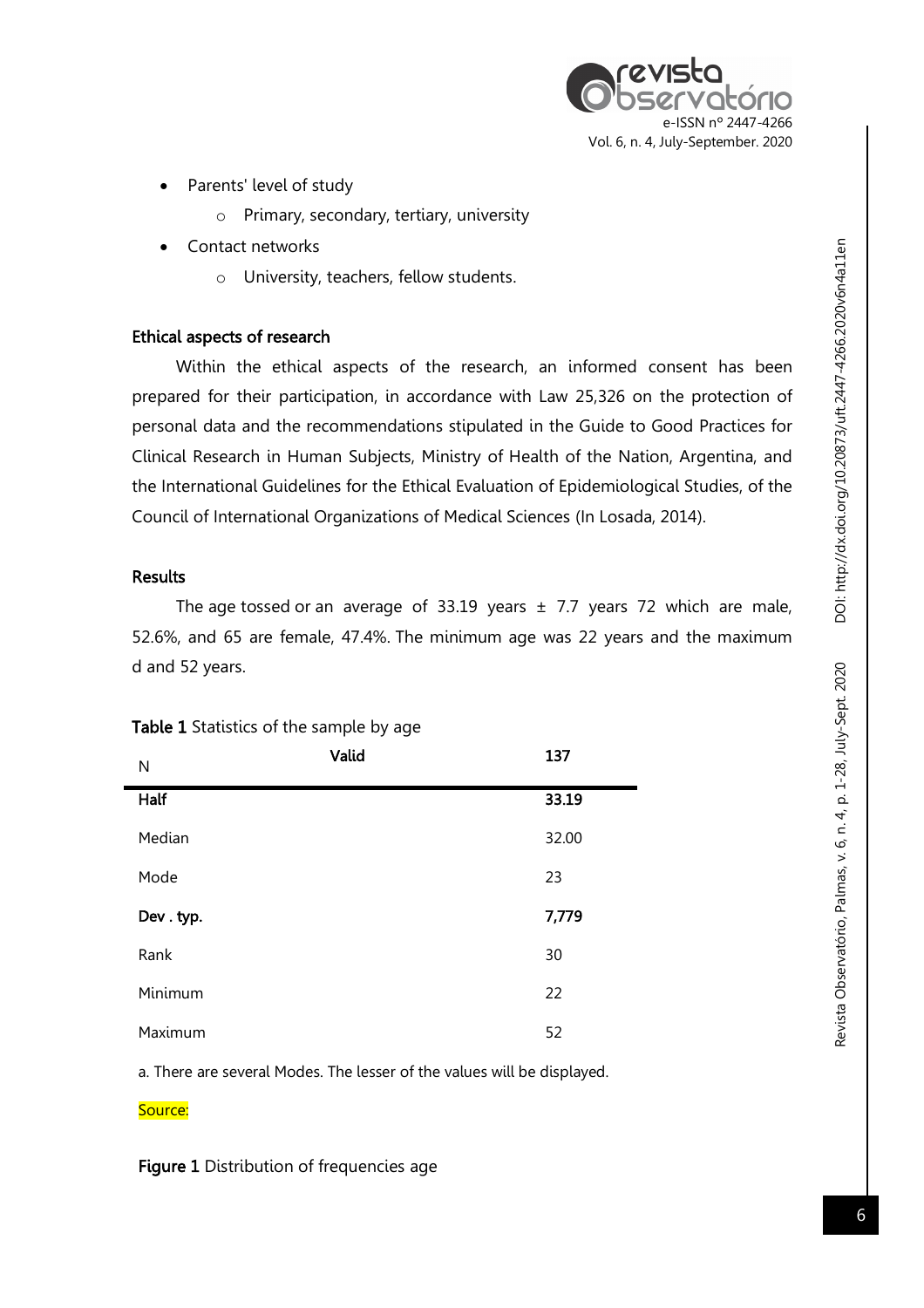- Parents' level of study
    - Primary, secondary, tertiary, university
- Contact networks
    - University, teachers, fellow students.

### Ethical aspects of research

Within the ethical aspects of the research, an informed consent has been prepared for their participation, in accordance with Law 25,326 on the protection of personal data and the recommendations stipulated in the Guide to Good Practices for Clinical Research in Human Subjects, Ministry of Health of the Nation, Argentina, and the International Guidelines for the Ethical Evaluation of Epidemiological Studies, of the Council of International Organizations of Medical Sciences (In Losada, 2014).

### Results

The age tossed or an average of 33.19 years ± 7.7 years 72 which are male, 52.6%, and 65 are female, 47.4%. The minimum age was 22 years and the maximum d and 52 years.

**Table 1** Statistics of the sample by age

| N | Valid | 137 |
|---|---|---|
| **Half** | | **33.19** |
| Median | | 32.00 |
| Mode | | 23 |
| **Dev . typ.** | | **7,779** |
| Rank | | 30 |
| Minimum | | 22 |
| Maximum | | 52 |

a. There are several Modes. The lesser of the values will be displayed.

Source:

**Figure 1** Distribution of frequencies age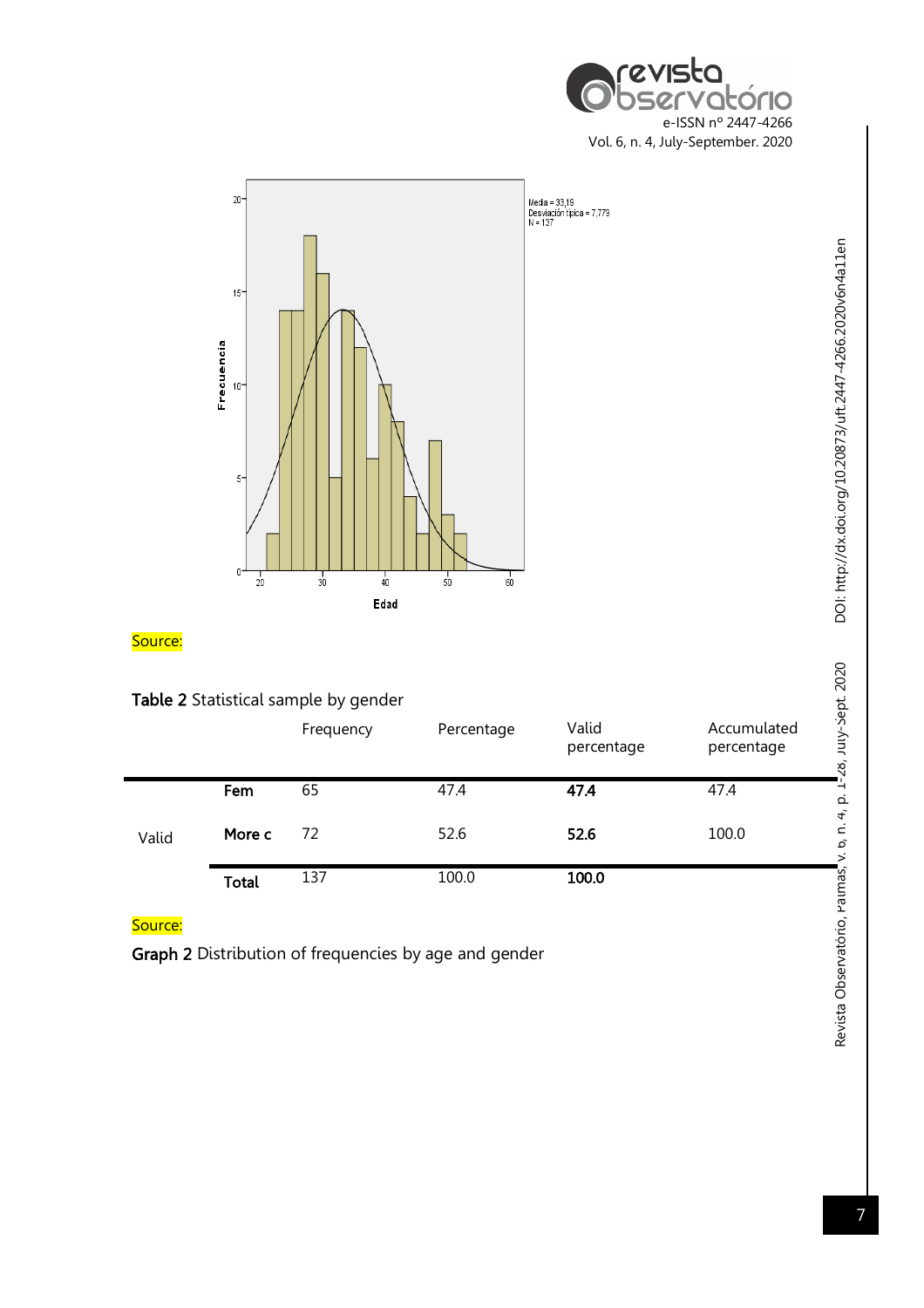Source:

**Table 2** Statistical sample by gender

| | | Frequency | Percentage | Valid percentage | Accumulated percentage |
|---|---|---|---|---|---|
| Valid | **Fem** | 65 | 47.4 | **47.4** | 47.4 |
| | **More c** | 72 | 52.6 | **52.6** | 100.0 |
| | **Total** | 137 | 100.0 | **100.0** | |

Source:

**Graph 2** Distribution of frequencies by age and gender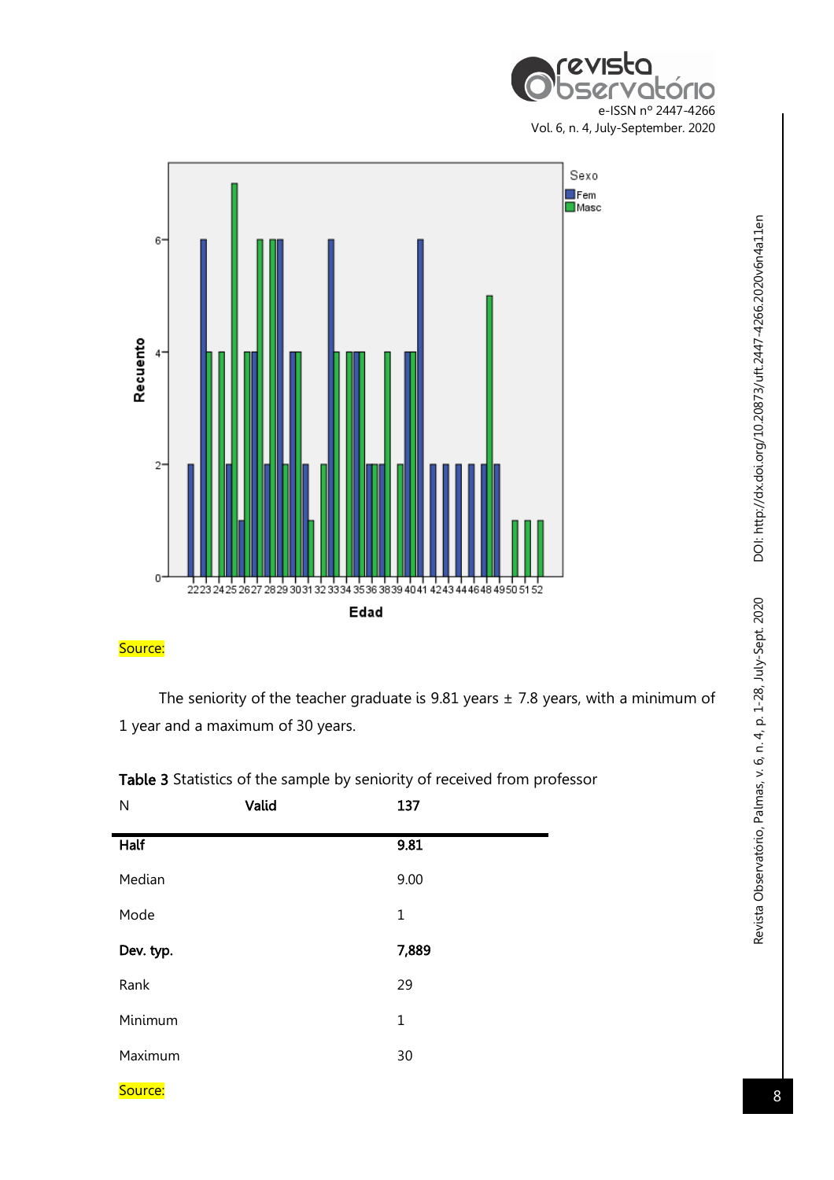Source:

The seniority of the teacher graduate is 9.81 years ± 7.8 years, with a minimum of 1 year and a maximum of 30 years.

**Table 3** Statistics of the sample by seniority of received from professor

| N | Valid | 137 |
|---|---|---|
| **Half** | | **9.81** |
| Median | | 9.00 |
| Mode | | 1 |
| **Dev. typ.** | | **7,889** |
| Rank | | 29 |
| Minimum | | 1 |
| Maximum | | 30 |

Source: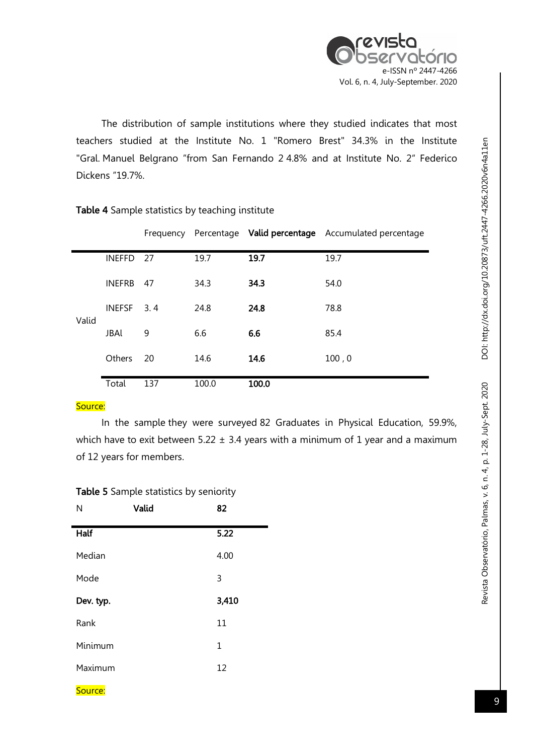The distribution of sample institutions where they studied indicates that most teachers studied at the Institute No. 1 "Romero Brest" 34.3% in the Institute "Gral. Manuel Belgrano "from San Fernando 2 4.8% and at Institute No. 2" Federico Dickens "19.7%.

**Table 4** Sample statistics by teaching institute

| | | Frequency | Percentage | **Valid percentage** | Accumulated percentage |
|---|---|---|---|---|---|
| Valid | INEFFD | 27 | 19.7 | **19.7** | 19.7 |
| | INEFRB | 47 | 34.3 | **34.3** | 54.0 |
| | INEFSF | 3. 4 | 24.8 | **24.8** | 78.8 |
| | JBAl | 9 | 6.6 | **6.6** | 85.4 |
| | Others | 20 | 14.6 | **14.6** | 100 , 0 |
| | Total | 137 | 100.0 | **100.0** | |

Source:

In the sample they were surveyed 82 Graduates in Physical Education, 59.9%, which have to exit between 5.22 ± 3.4 years with a minimum of 1 year and a maximum of 12 years for members.

**Table 5** Sample statistics by seniority

| N | **Valid** | **82** |
|---|---|---|
| **Half** | | **5.22** |
| Median | | 4.00 |
| Mode | | 3 |
| **Dev. typ.** | | **3,410** |
| Rank | | 11 |
| Minimum | | 1 |
| Maximum | | 12 |

Source: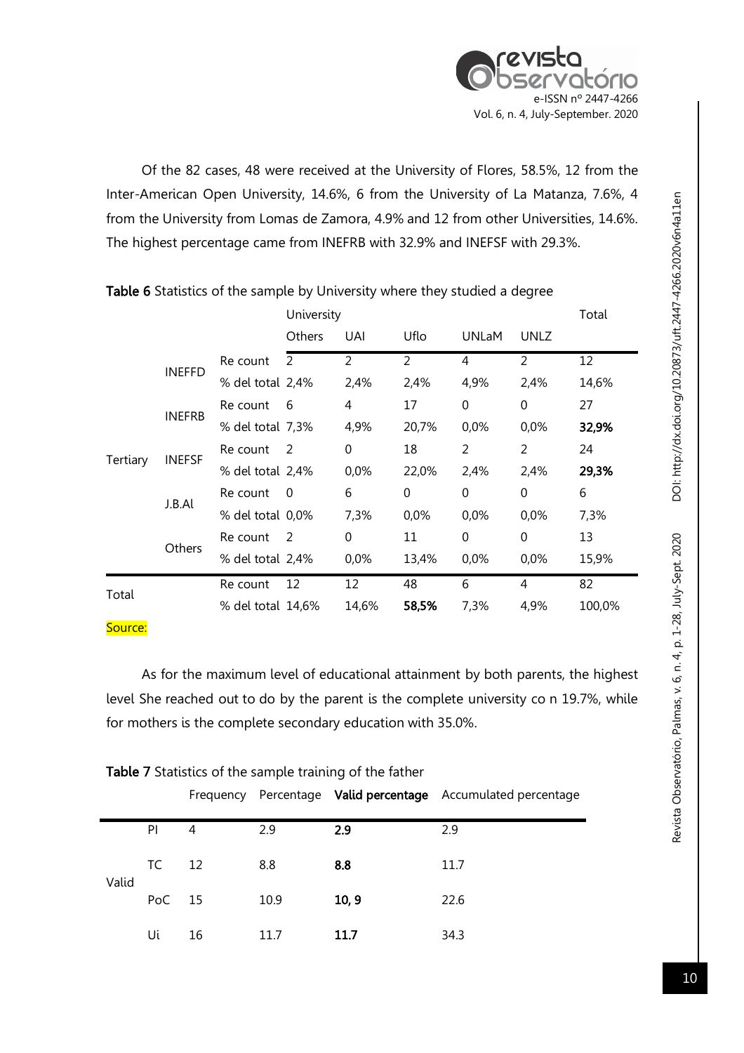Of the 82 cases, 48 were received at the University of Flores, 58.5%, 12 from the Inter-American Open University, 14.6%, 6 from the University of La Matanza, 7.6%, 4 from the University from Lomas de Zamora, 4.9% and 12 from other Universities, 14.6%. The highest percentage came from INEFRB with 32.9% and INEFSF with 29.3%.

**Table 6** Statistics of the sample by University where they studied a degree

| | | | University | | | | | Total |
|---|---|---|---|---|---|---|---|---|
| | | | Others | UAI | Uflo | UNLaM | UNLZ | |
| Tertiary | INEFFD | Re count | 2 | 2 | 2 | 4 | 2 | 12 |
| | | % del total | 2,4% | 2,4% | 2,4% | 4,9% | 2,4% | 14,6% |
| | INEFRB | Re count | 6 | 4 | 17 | 0 | 0 | 27 |
| | | % del total | 7,3% | 4,9% | 20,7% | 0,0% | 0,0% | **32,9%** |
| | INEFSF | Re count | 2 | 0 | 18 | 2 | 2 | 24 |
| | | % del total | 2,4% | 0,0% | 22,0% | 2,4% | 2,4% | **29,3%** |
| | J.B.Al | Re count | 0 | 6 | 0 | 0 | 0 | 6 |
| | | % del total | 0,0% | 7,3% | 0,0% | 0,0% | 0,0% | 7,3% |
| | Others | Re count | 2 | 0 | 11 | 0 | 0 | 13 |
| | | % del total | 2,4% | 0,0% | 13,4% | 0,0% | 0,0% | 15,9% |
| Total | | Re count | 12 | 12 | 48 | 6 | 4 | 82 |
| | | % del total | 14,6% | 14,6% | **58,5%** | 7,3% | 4,9% | 100,0% |

Source:

As for the maximum level of educational attainment by both parents, the highest level She reached out to do by the parent is the complete university co n 19.7%, while for mothers is the complete secondary education with 35.0%.

**Table 7** Statistics of the sample training of the father

| | | Frequency | Percentage | **Valid percentage** | Accumulated percentage |
|---|---|---|---|---|---|
| Valid | PI | 4 | 2.9 | **2.9** | 2.9 |
| | TC | 12 | 8.8 | **8.8** | 11.7 |
| | PoC | 15 | 10.9 | **10, 9** | 22.6 |
| | Ui | 16 | 11.7 | **11.7** | 34.3 |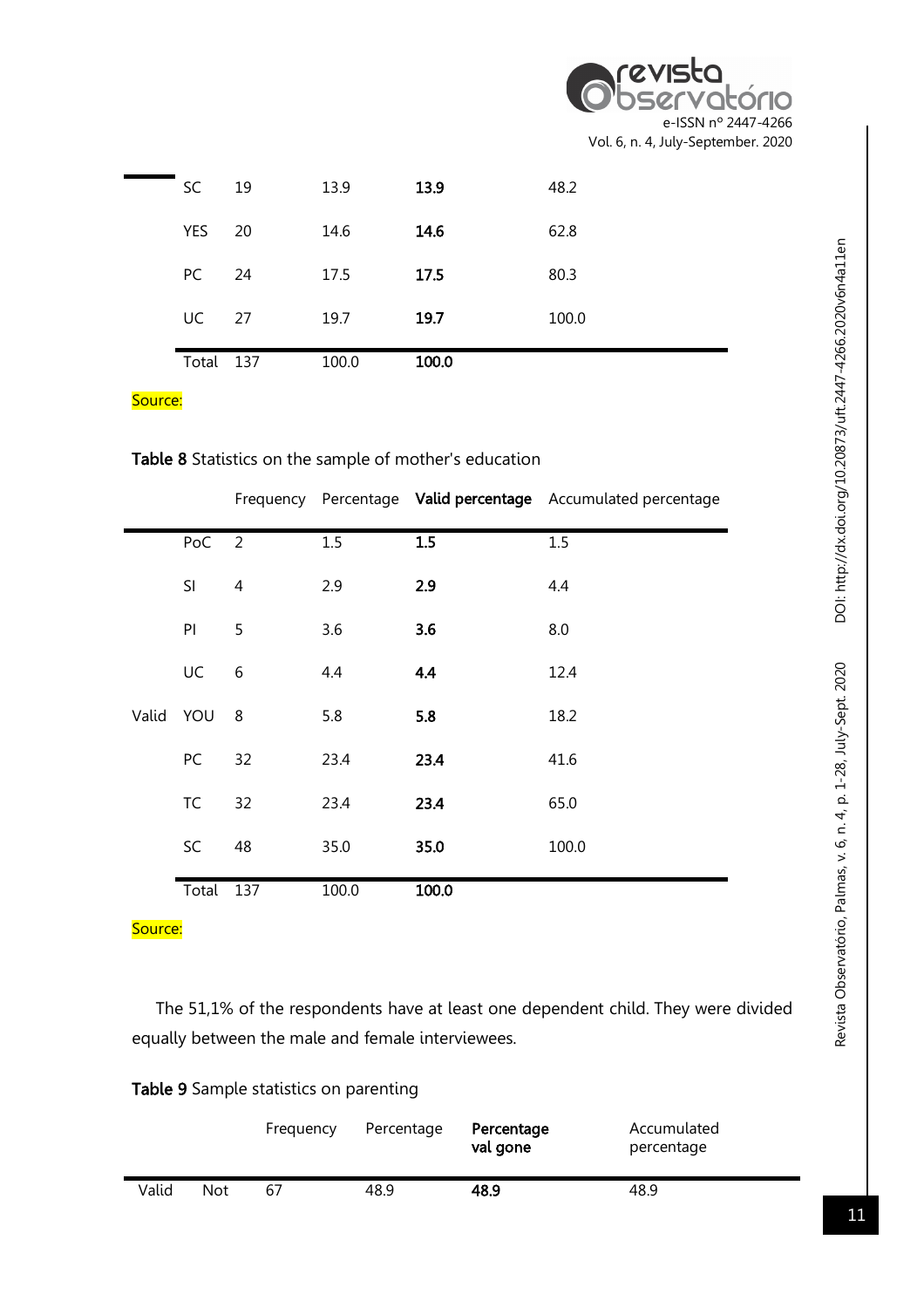|  |  |  |  |  |
|---|---|---|---|---|
| SC | 19 | 13.9 | **13.9** | 48.2 |
| YES | 20 | 14.6 | **14.6** | 62.8 |
| PC | 24 | 17.5 | **17.5** | 80.3 |
| UC | 27 | 19.7 | **19.7** | 100.0 |
| Total | 137 | 100.0 | **100.0** |  |

Source:

**Table 8** Statistics on the sample of mother's education

|  |  | Frequency | Percentage | **Valid percentage** | Accumulated percentage |
|---|---|---|---|---|---|
|  | PoC | 2 | 1.5 | **1.5** | 1.5 |
|  | SI | 4 | 2.9 | **2.9** | 4.4 |
|  | PI | 5 | 3.6 | **3.6** | 8.0 |
|  | UC | 6 | 4.4 | **4.4** | 12.4 |
| Valid | YOU | 8 | 5.8 | **5.8** | 18.2 |
|  | PC | 32 | 23.4 | **23.4** | 41.6 |
|  | TC | 32 | 23.4 | **23.4** | 65.0 |
|  | SC | 48 | 35.0 | **35.0** | 100.0 |
|  | Total | 137 | 100.0 | **100.0** |  |

Source:

The 51,1% of the respondents have at least one dependent child. They were divided equally between the male and female interviewees.

**Table 9** Sample statistics on parenting

|  |  | Frequency | Percentage | **Percentage val gone** | Accumulated percentage |
|---|---|---|---|---|---|
| Valid | Not | 67 | 48.9 | **48.9** | 48.9 |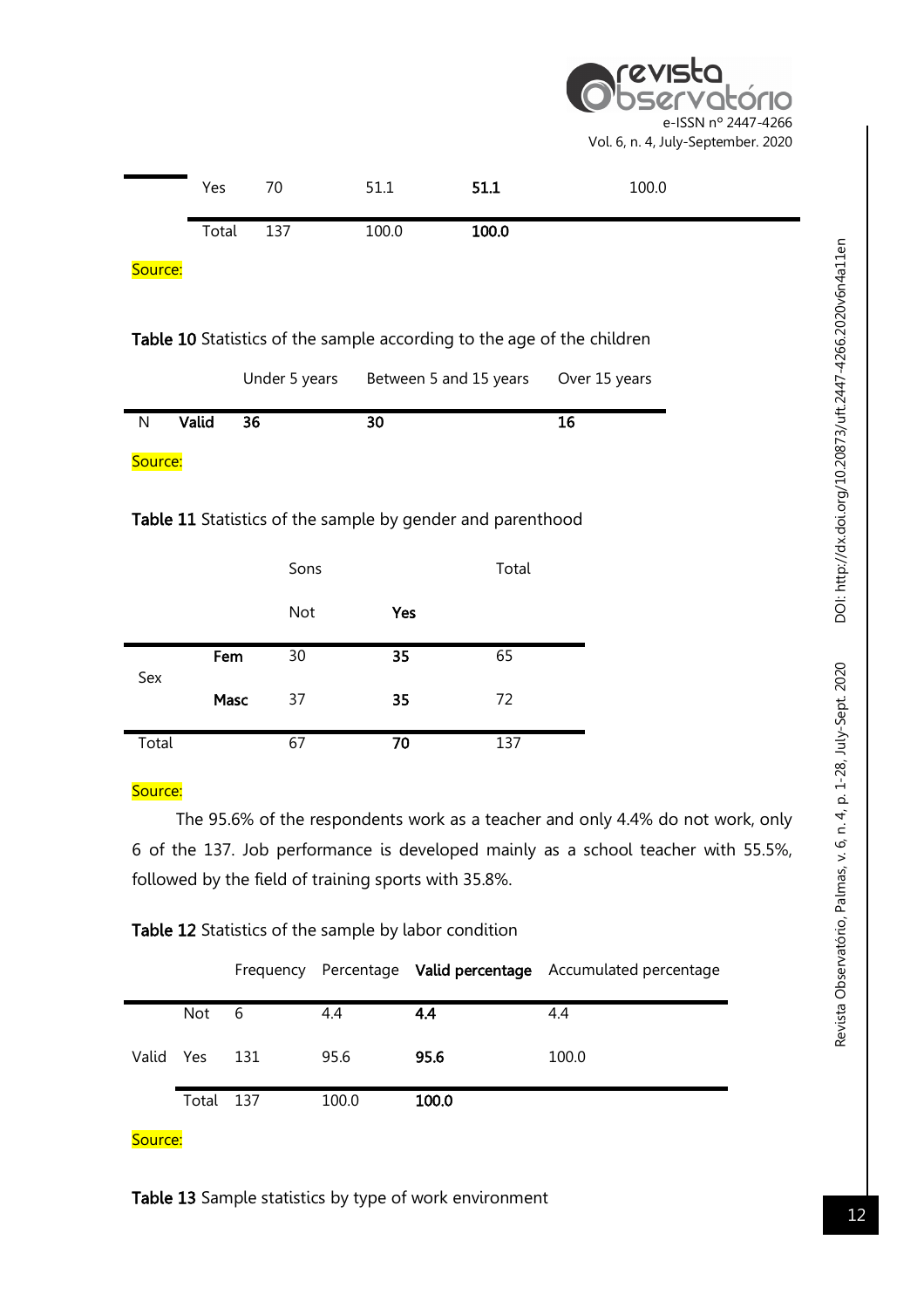| | | | | |
|---|---|---|---|---|
| | Yes | 70 | 51.1 | **51.1** | 100.0 |
| | Total | 137 | 100.0 | **100.0** | |

Source:

**Table 10** Statistics of the sample according to the age of the children

| | | Under 5 years | Between 5 and 15 years | Over 15 years |
|---|---|---|---|---|
| N | **Valid** | **36** | **30** | **16** |

Source:

**Table 11** Statistics of the sample by gender and parenthood

| | | Sons | | Total |
|---|---|---|---|---|
| | | Not | **Yes** | |
| Sex | **Fem** | 30 | **35** | 65 |
| | **Masc** | 37 | **35** | 72 |
| Total | | 67 | **70** | 137 |

Source:

The 95.6% of the respondents work as a teacher and only 4.4% do not work, only 6 of the 137. Job performance is developed mainly as a school teacher with 55.5%, followed by the field of training sports with 35.8%.

**Table 12** Statistics of the sample by labor condition

| | | Frequency | Percentage | **Valid percentage** | Accumulated percentage |
|---|---|---|---|---|---|
| Valid | Not | 6 | 4.4 | **4.4** | 4.4 |
| | Yes | 131 | 95.6 | **95.6** | 100.0 |
| | Total | 137 | 100.0 | **100.0** | |

Source:

**Table 13** Sample statistics by type of work environment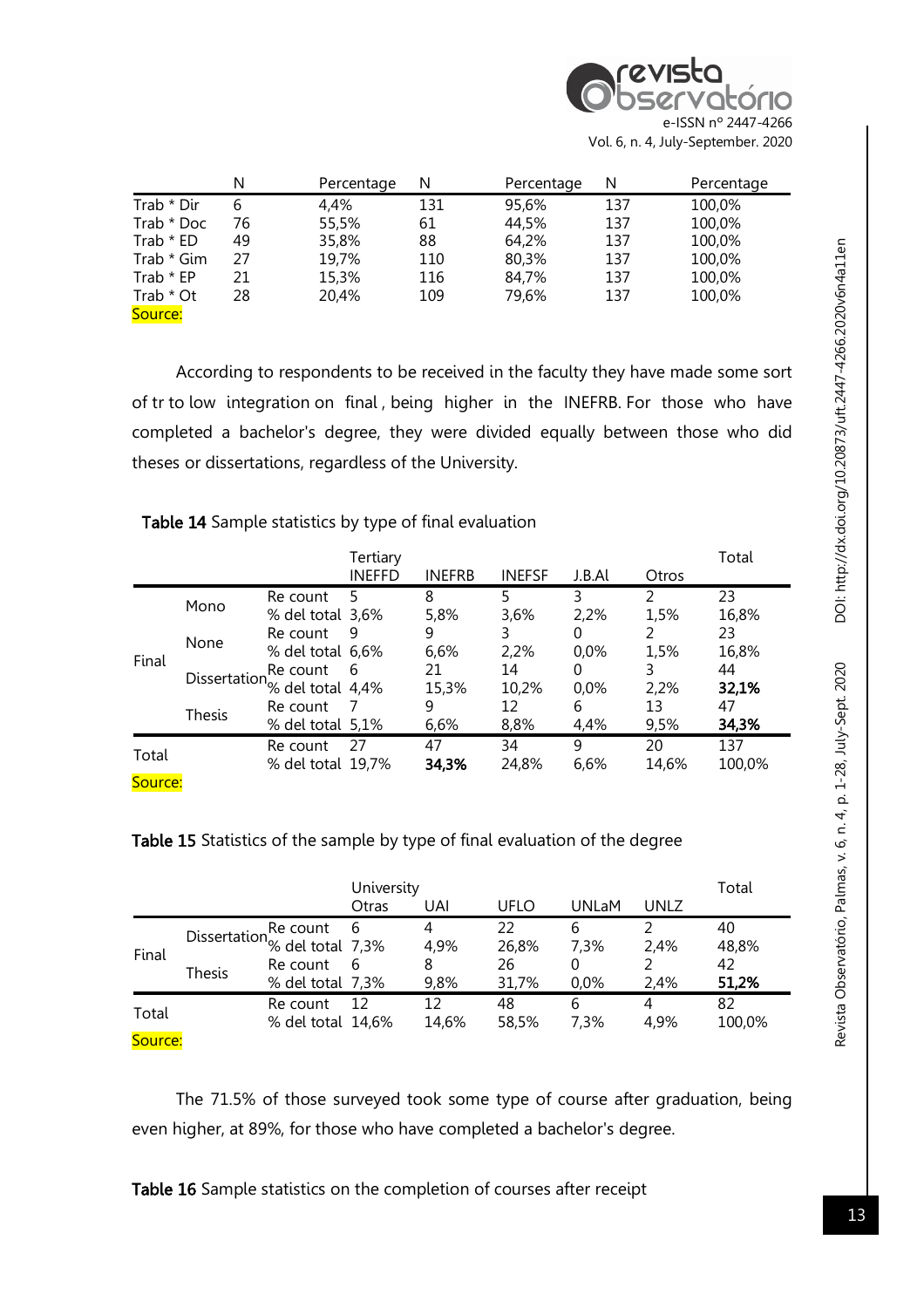|  | N | Percentage | N | Percentage | N | Percentage |
|---|---|---|---|---|---|---|
| Trab * Dir | 6 | 4,4% | 131 | 95,6% | 137 | 100,0% |
| Trab * Doc | 76 | 55,5% | 61 | 44,5% | 137 | 100,0% |
| Trab * ED | 49 | 35,8% | 88 | 64,2% | 137 | 100,0% |
| Trab * Gim | 27 | 19,7% | 110 | 80,3% | 137 | 100,0% |
| Trab * EP | 21 | 15,3% | 116 | 84,7% | 137 | 100,0% |
| Trab * Ot | 28 | 20,4% | 109 | 79,6% | 137 | 100,0% |

Source:

According to respondents to be received in the faculty they have made some sort of tr to low integration on final , being higher in the INEFRB. For those who have completed a bachelor's degree, they were divided equally between those who did theses or dissertations, regardless of the University.

**Table 14** Sample statistics by type of final evaluation

|  |  |  | Tertiary |  |  |  |  | Total |
|---|---|---|---|---|---|---|---|---|
|  |  |  | INEFFD | INEFRB | INEFSF | J.B.Al | Otros |  |
| Final | Mono | Re count | 5 | 8 | 5 | 3 | 2 | 23 |
|  |  | % del total | 3,6% | 5,8% | 3,6% | 2,2% | 1,5% | 16,8% |
|  | None | Re count | 9 | 9 | 3 | 0 | 2 | 23 |
|  |  | % del total | 6,6% | 6,6% | 2,2% | 0,0% | 1,5% | 16,8% |
|  | Dissertation | Re count | 6 | 21 | 14 | 0 | 3 | 44 |
|  |  | % del total | 4,4% | 15,3% | 10,2% | 0,0% | 2,2% | **32,1%** |
|  | Thesis | Re count | 7 | 9 | 12 | 6 | 13 | 47 |
|  |  | % del total | 5,1% | 6,6% | 8,8% | 4,4% | 9,5% | **34,3%** |
| Total |  | Re count | 27 | 47 | 34 | 9 | 20 | 137 |
|  |  | % del total | 19,7% | **34,3%** | 24,8% | 6,6% | 14,6% | 100,0% |

Source:

**Table 15** Statistics of the sample by type of final evaluation of the degree

|  |  |  | University |  |  |  |  | Total |
|---|---|---|---|---|---|---|---|---|
|  |  |  | Otras | UAI | UFLO | UNLaM | UNLZ |  |
| Final | Dissertation | Re count | 6 | 4 | 22 | 6 | 2 | 40 |
|  |  | % del total | 7,3% | 4,9% | 26,8% | 7,3% | 2,4% | 48,8% |
|  | Thesis | Re count | 6 | 8 | 26 | 0 | 2 | 42 |
|  |  | % del total | 7,3% | 9,8% | 31,7% | 0,0% | 2,4% | **51,2%** |
| Total |  | Re count | 12 | 12 | 48 | 6 | 4 | 82 |
|  |  | % del total | 14,6% | 14,6% | 58,5% | 7,3% | 4,9% | 100,0% |

Source:

The 71.5% of those surveyed took some type of course after graduation, being even higher, at 89%, for those who have completed a bachelor's degree.

**Table 16** Sample statistics on the completion of courses after receipt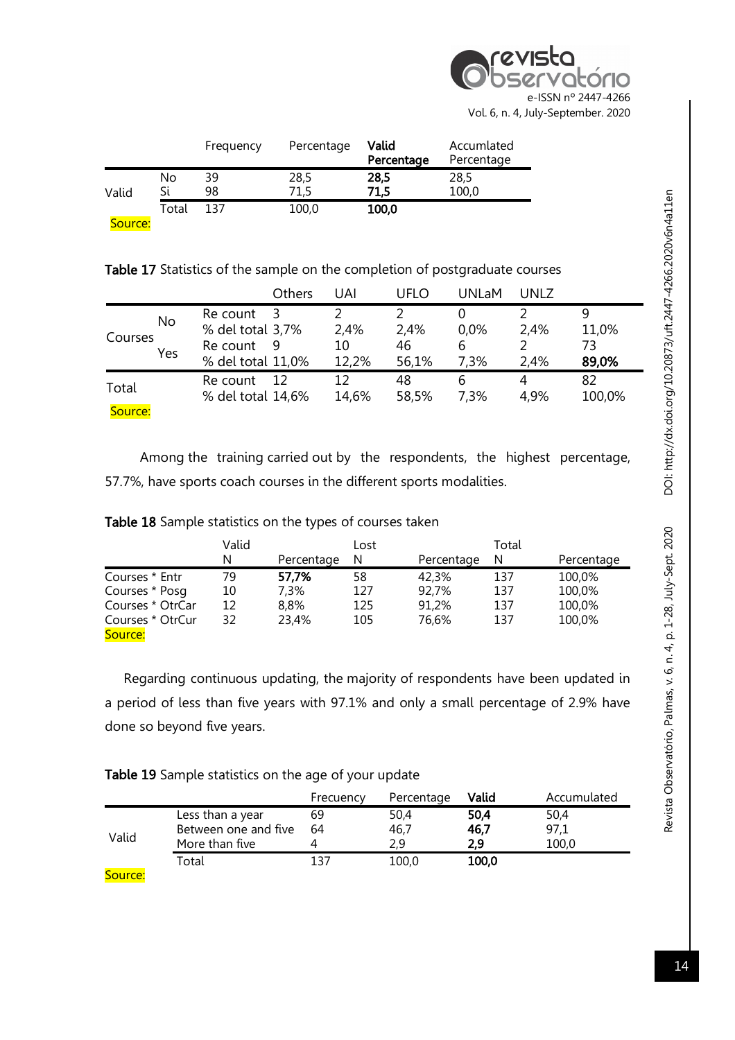| | | Frequency | Percentage | **Valid Percentage** | Accumulated Percentage |
|---|---|---|---|---|---|
| Valid | No | 39 | 28,5 | **28,5** | 28,5 |
| | Si | 98 | 71,5 | **71,5** | 100,0 |
| | Total | 137 | 100,0 | **100,0** | |

Source:

**Table 17** Statistics of the sample on the completion of postgraduate courses

| | | | Others | UAI | UFLO | UNLaM | UNLZ | |
|---|---|---|---|---|---|---|---|---|
| Courses | No | Re count | 3 | 2 | 2 | 0 | 2 | 9 |
| | | % del total | 3,7% | 2,4% | 2,4% | 0,0% | 2,4% | 11,0% |
| | Yes | Re count | 9 | 10 | 46 | 6 | 2 | 73 |
| | | % del total | 11,0% | 12,2% | 56,1% | 7,3% | 2,4% | **89,0%** |
| Total | | Re count | 12 | 12 | 48 | 6 | 4 | 82 |
| | | % del total | 14,6% | 14,6% | 58,5% | 7,3% | 4,9% | 100,0% |

Source:

Among the training carried out by the respondents, the highest percentage, 57.7%, have sports coach courses in the different sports modalities.

**Table 18** Sample statistics on the types of courses taken

| | Valid | | Lost | | Total | |
|---|---|---|---|---|---|---|
| | N | Percentage | N | Percentage | N | Percentage |
| Courses * Entr | 79 | **57,7%** | 58 | 42,3% | 137 | 100,0% |
| Courses * Posg | 10 | 7,3% | 127 | 92,7% | 137 | 100,0% |
| Courses * OtrCar | 12 | 8,8% | 125 | 91,2% | 137 | 100,0% |
| Courses * OtrCur | 32 | 23,4% | 105 | 76,6% | 137 | 100,0% |

Source:

Regarding continuous updating, the majority of respondents have been updated in a period of less than five years with 97.1% and only a small percentage of 2.9% have done so beyond five years.

**Table 19** Sample statistics on the age of your update

| | | Frecuency | Percentage | **Valid** | Accumulated |
|---|---|---|---|---|---|
| Valid | Less than a year | 69 | 50,4 | **50,4** | 50,4 |
| | Between one and five | 64 | 46,7 | **46,7** | 97,1 |
| | More than five | 4 | 2,9 | **2,9** | 100,0 |
| | Total | 137 | 100,0 | **100,0** | |

Source: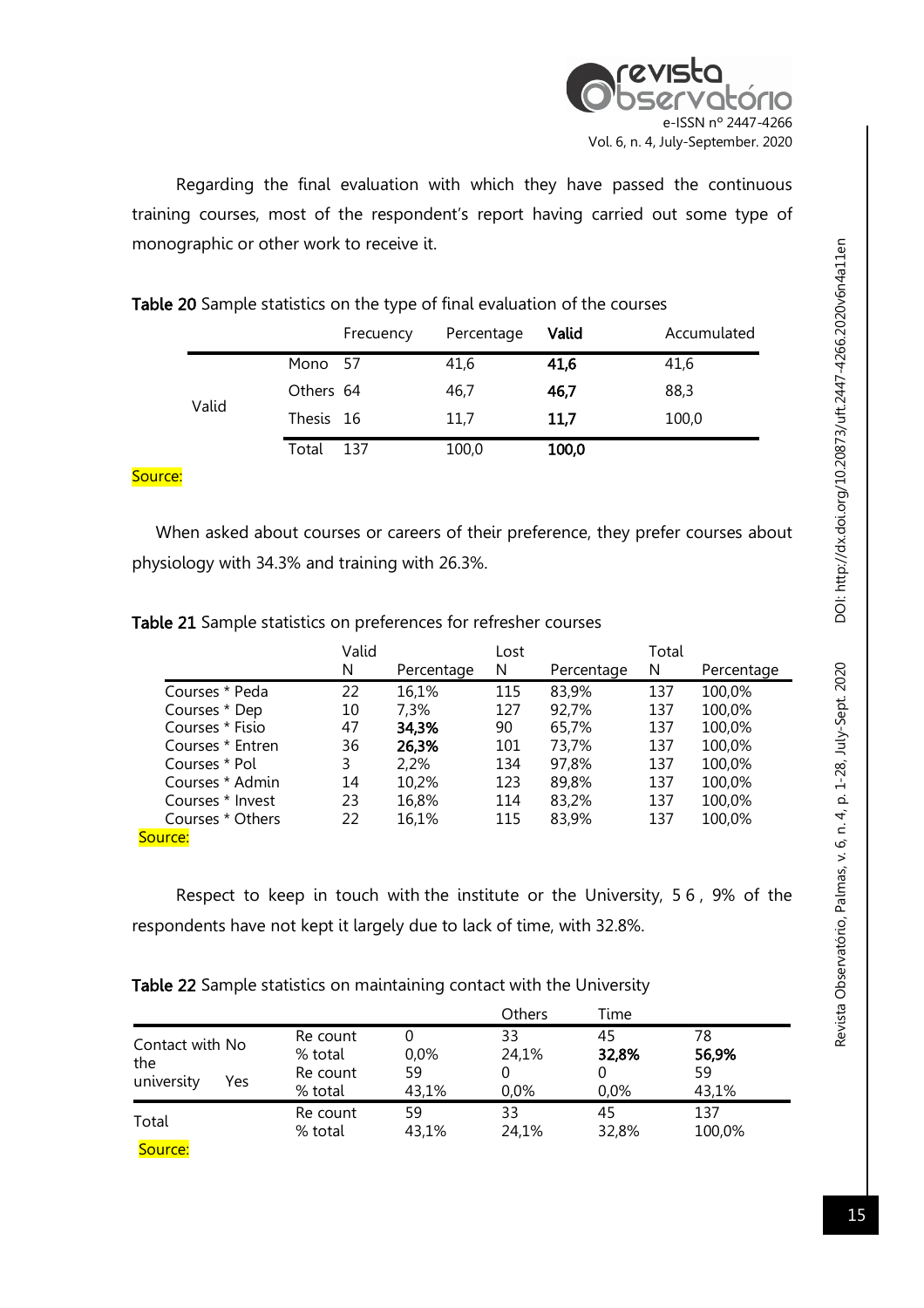Regarding the final evaluation with which they have passed the continuous training courses, most of the respondent's report having carried out some type of monographic or other work to receive it.

**Table 20** Sample statistics on the type of final evaluation of the courses

| | | Frecuency | Percentage | **Valid** | Accumulated |
|---|---|---|---|---|---|
| Valid | Mono | 57 | 41,6 | **41,6** | 41,6 |
| | Others | 64 | 46,7 | **46,7** | 88,3 |
| | Thesis | 16 | 11,7 | **11,7** | 100,0 |
| | Total | 137 | 100,0 | **100,0** | |

Source:

When asked about courses or careers of their preference, they prefer courses about physiology with 34.3% and training with 26.3%.

**Table 21** Sample statistics on preferences for refresher courses

| | Valid | | Lost | | Total | |
|---|---|---|---|---|---|---|
| | N | Percentage | N | Percentage | N | Percentage |
| Courses * Peda | 22 | 16,1% | 115 | 83,9% | 137 | 100,0% |
| Courses * Dep | 10 | 7,3% | 127 | 92,7% | 137 | 100,0% |
| Courses * Fisio | 47 | **34,3%** | 90 | 65,7% | 137 | 100,0% |
| Courses * Entren | 36 | **26,3%** | 101 | 73,7% | 137 | 100,0% |
| Courses * Pol | 3 | 2,2% | 134 | 97,8% | 137 | 100,0% |
| Courses * Admin | 14 | 10,2% | 123 | 89,8% | 137 | 100,0% |
| Courses * Invest | 23 | 16,8% | 114 | 83,2% | 137 | 100,0% |
| Courses * Others | 22 | 16,1% | 115 | 83,9% | 137 | 100,0% |

Source:

Respect to keep in touch with the institute or the University, 5 6 , 9% of the respondents have not kept it largely due to lack of time, with 32.8%.

**Table 22** Sample statistics on maintaining contact with the University

| | | | | Others | Time | |
|---|---|---|---|---|---|---|
| Contact with the university | No | Re count | 0 | 33 | 45 | 78 |
| | | % total | 0,0% | 24,1% | **32,8%** | **56,9%** |
| | Yes | Re count | 59 | 0 | 0 | 59 |
| | | % total | 43,1% | 0,0% | 0,0% | 43,1% |
| Total | | Re count | 59 | 33 | 45 | 137 |
| | | % total | 43,1% | 24,1% | 32,8% | 100,0% |

Source: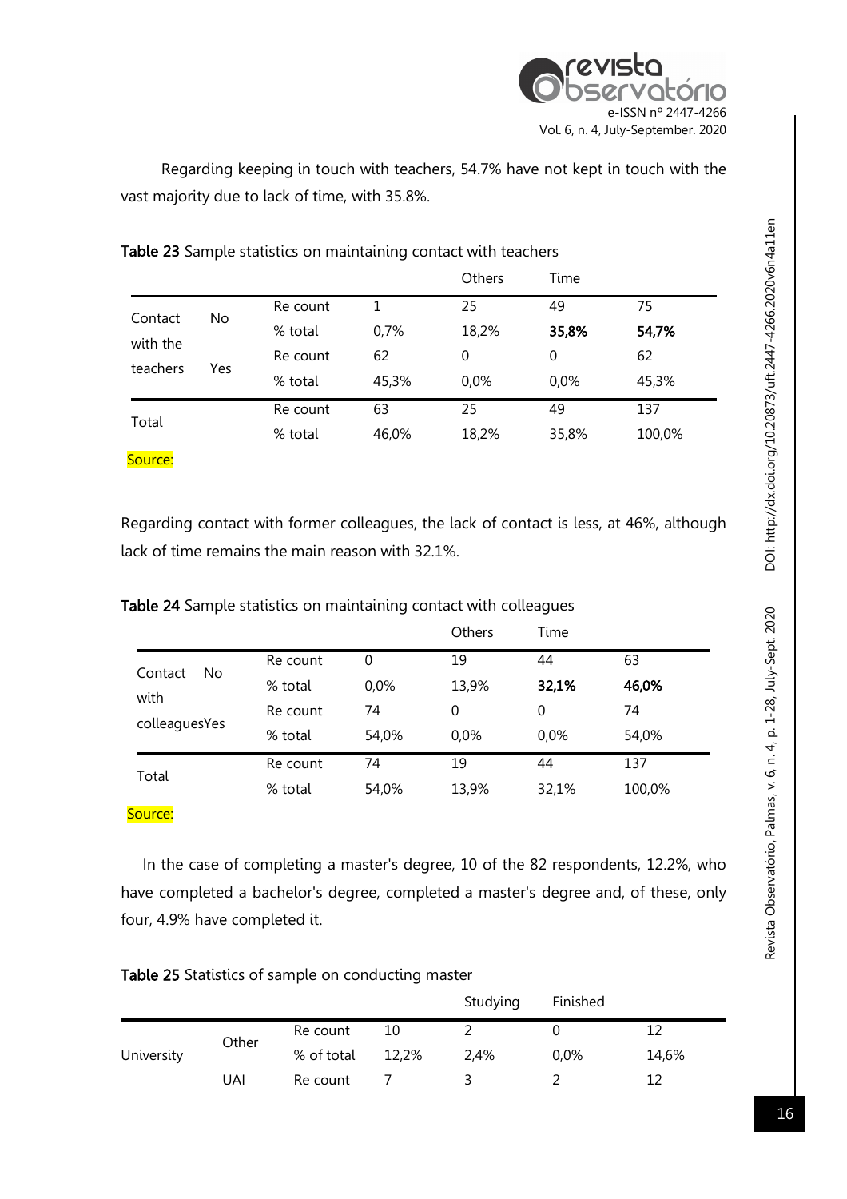Regarding keeping in touch with teachers, 54.7% have not kept in touch with the vast majority due to lack of time, with 35.8%.

**Table 23** Sample statistics on maintaining contact with teachers

| | | | | Others | Time | |
|---|---|---|---|---|---|---|
| Contact with the teachers | No | Re count | 1 | 25 | 49 | 75 |
| | | % total | 0,7% | 18,2% | **35,8%** | **54,7%** |
| | Yes | Re count | 62 | 0 | 0 | 62 |
| | | % total | 45,3% | 0,0% | 0,0% | 45,3% |
| Total | | Re count | 63 | 25 | 49 | 137 |
| | | % total | 46,0% | 18,2% | 35,8% | 100,0% |

Source:

Regarding contact with former colleagues, the lack of contact is less, at 46%, although lack of time remains the main reason with 32.1%.

**Table 24** Sample statistics on maintaining contact with colleagues

| | | | | Others | Time | |
|---|---|---|---|---|---|---|
| Contact with colleagues | No | Re count | 0 | 19 | 44 | 63 |
| | | % total | 0,0% | 13,9% | **32,1%** | **46,0%** |
| | Yes | Re count | 74 | 0 | 0 | 74 |
| | | % total | 54,0% | 0,0% | 0,0% | 54,0% |
| Total | | Re count | 74 | 19 | 44 | 137 |
| | | % total | 54,0% | 13,9% | 32,1% | 100,0% |

Source:

In the case of completing a master's degree, 10 of the 82 respondents, 12.2%, who have completed a bachelor's degree, completed a master's degree and, of these, only four, 4.9% have completed it.

**Table 25** Statistics of sample on conducting master

| | | | | Studying | Finished | |
|---|---|---|---|---|---|---|
| University | Other | Re count | 10 | 2 | 0 | 12 |
| | | % of total | 12,2% | 2,4% | 0,0% | 14,6% |
| | UAI | Re count | 7 | 3 | 2 | 12 |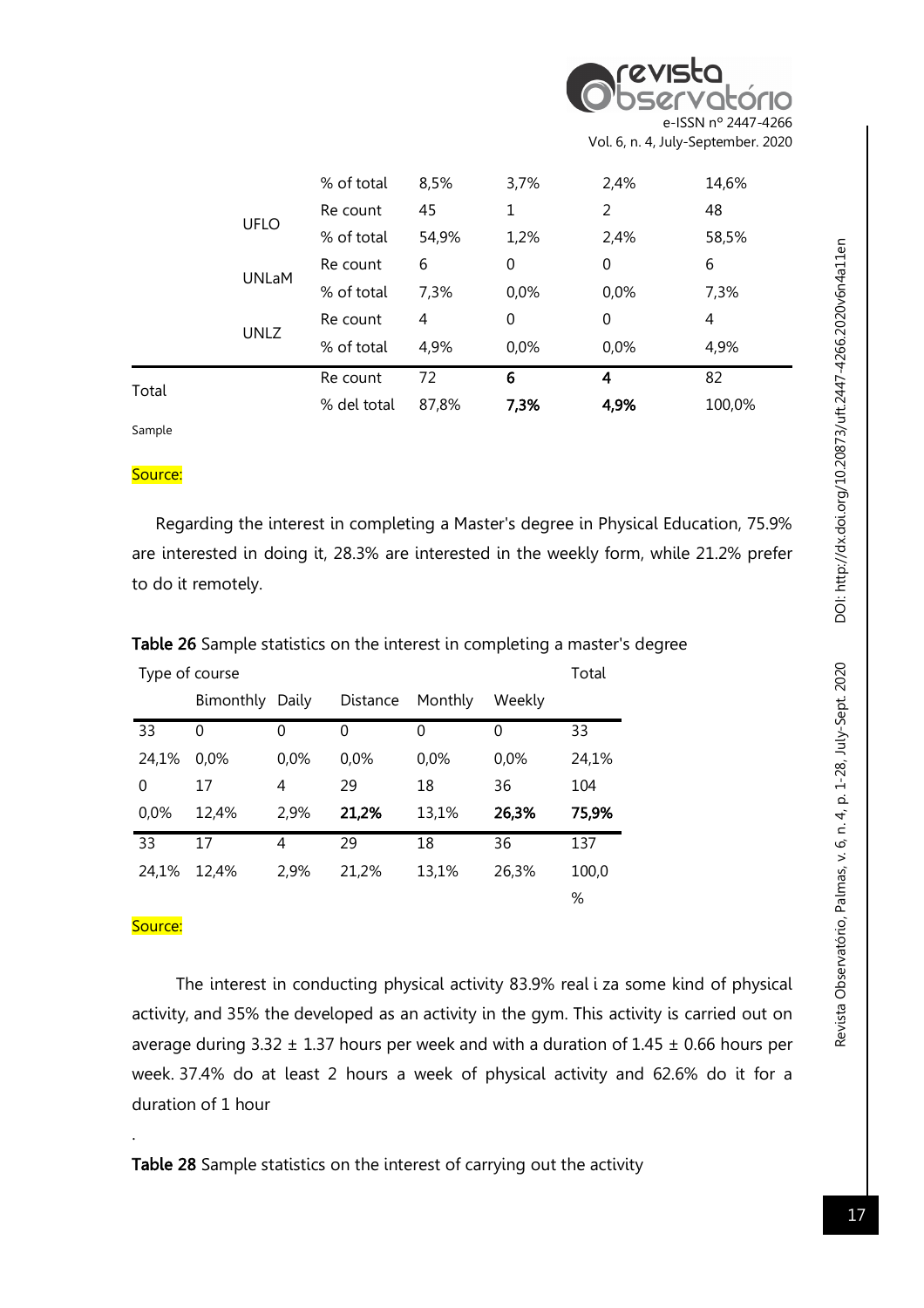| | | | | | | |
|---|---|---|---|---|---|---|
| | | % of total | 8,5% | 3,7% | 2,4% | 14,6% |
| | UFLO | Re count | 45 | 1 | 2 | 48 |
| | | % of total | 54,9% | 1,2% | 2,4% | 58,5% |
| | UNLaM | Re count | 6 | 0 | 0 | 6 |
| | | % of total | 7,3% | 0,0% | 0,0% | 7,3% |
| | UNLZ | Re count | 4 | 0 | 0 | 4 |
| | | % of total | 4,9% | 0,0% | 0,0% | 4,9% |
| Total | | Re count | 72 | **6** | **4** | 82 |
| | | % del total | 87,8% | **7,3%** | **4,9%** | 100,0% |

Sample

Source:

Regarding the interest in completing a Master's degree in Physical Education, 75.9% are interested in doing it, 28.3% are interested in the weekly form, while 21.2% prefer to do it remotely.

**Table 26** Sample statistics on the interest in completing a master's degree

| Type of course | | | | | | Total |
|---|---|---|---|---|---|---|
| | Bimonthly | Daily | Distance | Monthly | Weekly | |
| 33 | 0 | 0 | 0 | 0 | 0 | 33 |
| 24,1% | 0,0% | 0,0% | 0,0% | 0,0% | 0,0% | 24,1% |
| 0 | 17 | 4 | 29 | 18 | 36 | 104 |
| 0,0% | 12,4% | 2,9% | **21,2%** | 13,1% | **26,3%** | **75,9%** |
| 33 | 17 | 4 | 29 | 18 | 36 | 137 |
| 24,1% | 12,4% | 2,9% | 21,2% | 13,1% | 26,3% | 100,0 % |

Source:

The interest in conducting physical activity 83.9% real i za some kind of physical activity, and 35% the developed as an activity in the gym. This activity is carried out on average during 3.32 ± 1.37 hours per week and with a duration of 1.45 ± 0.66 hours per week. 37.4% do at least 2 hours a week of physical activity and 62.6% do it for a duration of 1 hour

.

**Table 28** Sample statistics on the interest of carrying out the activity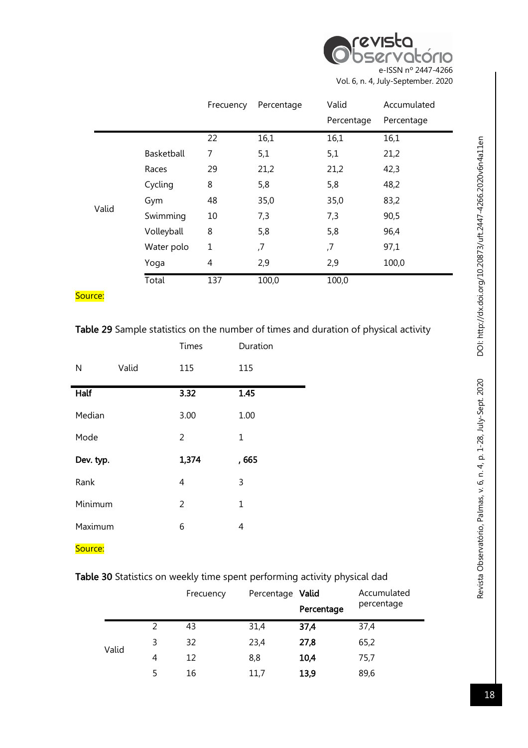| | | Frecuency | Percentage | Valid Percentage | Accumulated Percentage |
|---|---|---|---|---|---|
| Valid | | 22 | 16,1 | 16,1 | 16,1 |
| | Basketball | 7 | 5,1 | 5,1 | 21,2 |
| | Races | 29 | 21,2 | 21,2 | 42,3 |
| | Cycling | 8 | 5,8 | 5,8 | 48,2 |
| | Gym | 48 | 35,0 | 35,0 | 83,2 |
| | Swimming | 10 | 7,3 | 7,3 | 90,5 |
| | Volleyball | 8 | 5,8 | 5,8 | 96,4 |
| | Water polo | 1 | ,7 | ,7 | 97,1 |
| | Yoga | 4 | 2,9 | 2,9 | 100,0 |
| | Total | 137 | 100,0 | 100,0 | |

Source:

**Table 29** Sample statistics on the number of times and duration of physical activity

| | | Times | Duration |
|---|---|---|---|
| N | Valid | 115 | 115 |
| **Half** | | **3.32** | **1.45** |
| Median | | 3.00 | 1.00 |
| Mode | | 2 | 1 |
| **Dev. typ.** | | **1,374** | **, 665** |
| Rank | | 4 | 3 |
| Minimum | | 2 | 1 |
| Maximum | | 6 | 4 |

Source:

**Table 30** Statistics on weekly time spent performing activity physical dad

| | | Frecuency | Percentage | **Valid Percentage** | Accumulated percentage |
|---|---|---|---|---|---|
| Valid | 2 | 43 | 31,4 | **37,4** | 37,4 |
| | 3 | 32 | 23,4 | **27,8** | 65,2 |
| | 4 | 12 | 8,8 | **10,4** | 75,7 |
| | 5 | 16 | 11,7 | **13,9** | 89,6 |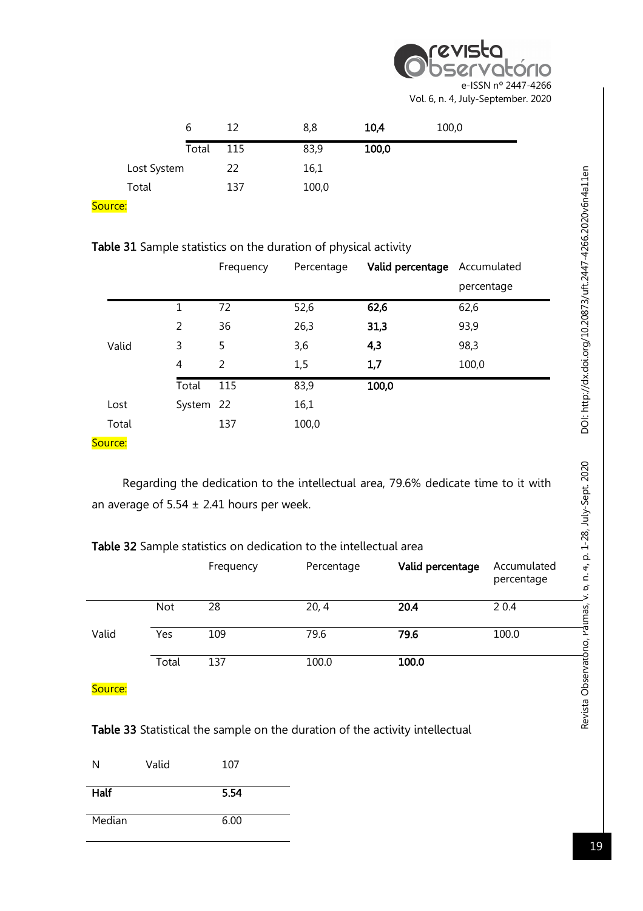| | | | | |
|---|---|---|---|---|
| | 6 | 12 | 8,8 | **10,4** | 100,0 |
| | Total | 115 | 83,9 | **100,0** | |
| Lost System | | 22 | 16,1 | | |
| Total | | 137 | 100,0 | | |

Source:

**Table 31** Sample statistics on the duration of physical activity

| | | Frequency | Percentage | **Valid percentage** | Accumulated percentage |
|---|---|---|---|---|---|
| Valid | 1 | 72 | 52,6 | **62,6** | 62,6 |
| | 2 | 36 | 26,3 | **31,3** | 93,9 |
| | 3 | 5 | 3,6 | **4,3** | 98,3 |
| | 4 | 2 | 1,5 | **1,7** | 100,0 |
| | Total | 115 | 83,9 | **100,0** | |
| Lost | System | 22 | 16,1 | | |
| Total | | 137 | 100,0 | | |

Source:

Regarding the dedication to the intellectual area, 79.6% dedicate time to it with an average of 5.54 ± 2.41 hours per week.

**Table 32** Sample statistics on dedication to the intellectual area

| | | Frequency | Percentage | **Valid percentage** | Accumulated percentage |
|---|---|---|---|---|---|
| Valid | Not | 28 | 20, 4 | **20.4** | 2 0.4 |
| | Yes | 109 | 79.6 | **79.6** | 100.0 |
| | Total | 137 | 100.0 | **100.0** | |

Source:

**Table 33** Statistical the sample on the duration of the activity intellectual

| | | |
|---|---|---|
| N | Valid | 107 |
| **Half** | | **5.54** |
| Median | | 6.00 |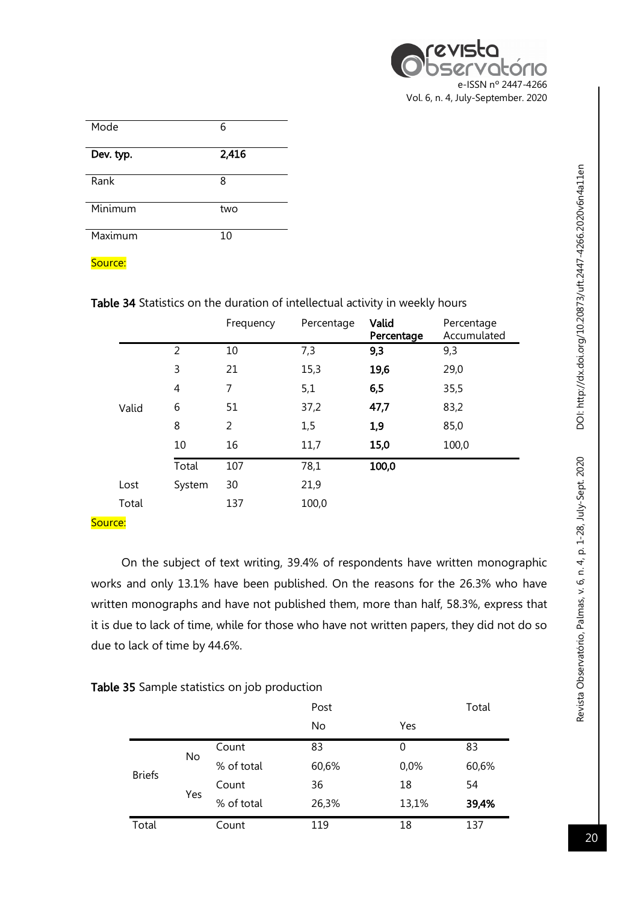| Mode | 6 |
|---|---|
| **Dev. typ.** | **2,416** |
| Rank | 8 |
| Minimum | two |
| Maximum | 10 |

Source:

**Table 34** Statistics on the duration of intellectual activity in weekly hours

| | | Frequency | Percentage | **Valid Percentage** | Percentage Accumulated |
|---|---|---|---|---|---|
| Valid | 2 | 10 | 7,3 | **9,3** | 9,3 |
| | 3 | 21 | 15,3 | **19,6** | 29,0 |
| | 4 | 7 | 5,1 | **6,5** | 35,5 |
| | 6 | 51 | 37,2 | **47,7** | 83,2 |
| | 8 | 2 | 1,5 | **1,9** | 85,0 |
| | 10 | 16 | 11,7 | **15,0** | 100,0 |
| | Total | 107 | 78,1 | **100,0** | |
| Lost | System | 30 | 21,9 | | |
| Total | | 137 | 100,0 | | |

Source:

On the subject of text writing, 39.4% of respondents have written monographic works and only 13.1% have been published. On the reasons for the 26.3% who have written monographs and have not published them, more than half, 58.3%, express that it is due to lack of time, while for those who have not written papers, they did not do so due to lack of time by 44.6%.

**Table 35** Sample statistics on job production

| | | | Post | | Total |
|---|---|---|---|---|---|
| | | | No | Yes | |
| Briefs | No | Count | 83 | 0 | 83 |
| | | % of total | 60,6% | 0,0% | 60,6% |
| | Yes | Count | 36 | 18 | 54 |
| | | % of total | 26,3% | 13,1% | **39,4%** |
| Total | | Count | 119 | 18 | 137 |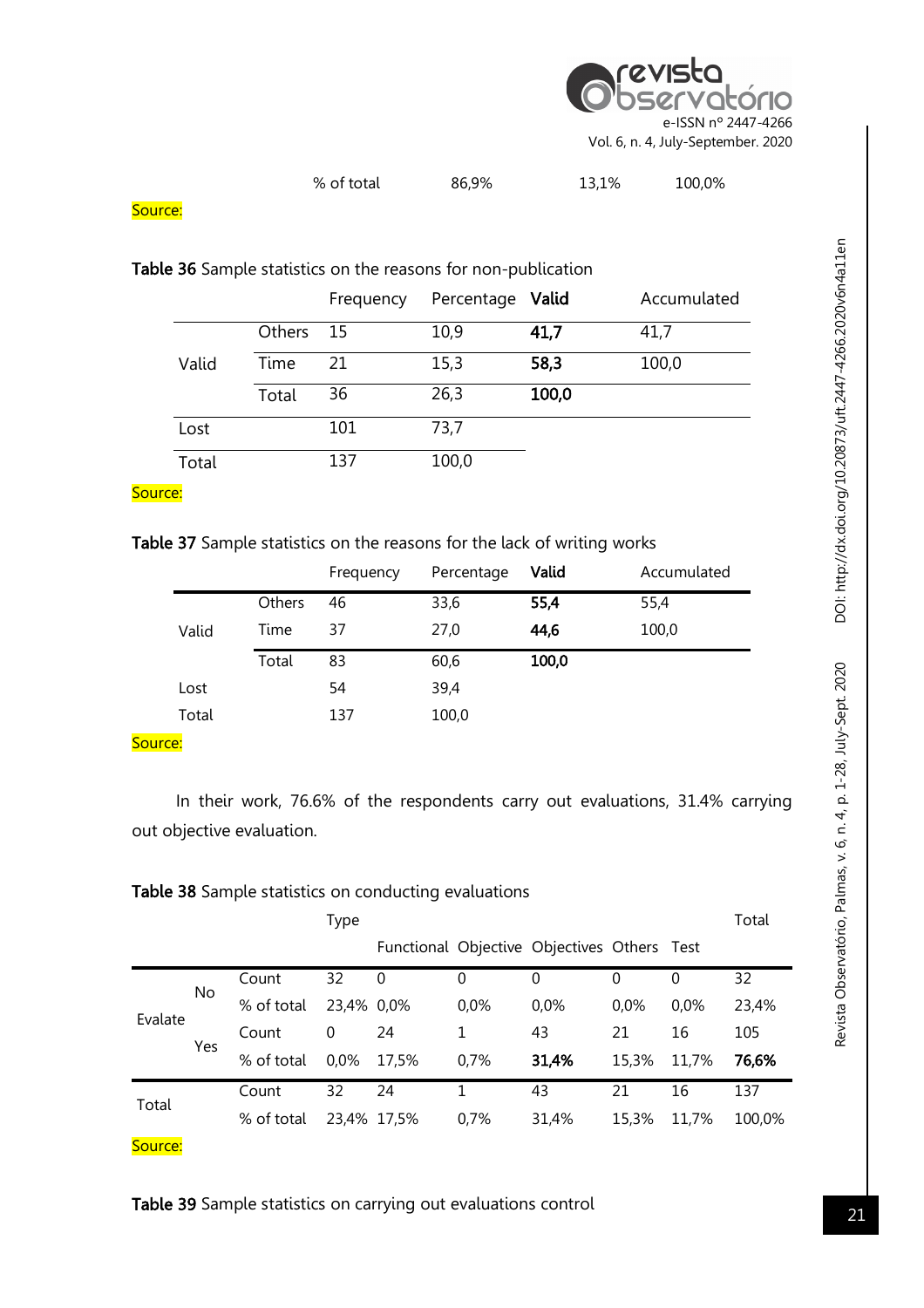| | % of total | 86,9% | 13,1% | 100,0% |
|---|---|---|---|---|

Source:

**Table 36** Sample statistics on the reasons for non-publication

| | | Frequency | Percentage | **Valid** | Accumulated |
|---|---|---|---|---|---|
| Valid | Others | 15 | 10,9 | **41,7** | 41,7 |
| | Time | 21 | 15,3 | **58,3** | 100,0 |
| | Total | 36 | 26,3 | **100,0** | |
| Lost | | 101 | 73,7 | | |
| Total | | 137 | 100,0 | | |

Source:

**Table 37** Sample statistics on the reasons for the lack of writing works

| | | Frequency | Percentage | **Valid** | Accumulated |
|---|---|---|---|---|---|
| Valid | Others | 46 | 33,6 | **55,4** | 55,4 |
| | Time | 37 | 27,0 | **44,6** | 100,0 |
| | Total | 83 | 60,6 | **100,0** | |
| Lost | | 54 | 39,4 | | |
| Total | | 137 | 100,0 | | |

Source:

In their work, 76.6% of the respondents carry out evaluations, 31.4% carrying out objective evaluation.

**Table 38** Sample statistics on conducting evaluations

| | | | Type | | | | | | Total |
|---|---|---|---|---|---|---|---|---|---|
| | | | | Functional | Objective | Objectives | Others | Test | |
| Evalate | No | Count | 32 | 0 | 0 | 0 | 0 | 0 | 32 |
| | | % of total | 23,4% | 0,0% | 0,0% | 0,0% | 0,0% | 0,0% | 23,4% |
| | Yes | Count | 0 | 24 | 1 | 43 | 21 | 16 | 105 |
| | | % of total | 0,0% | 17,5% | 0,7% | **31,4%** | 15,3% | 11,7% | **76,6%** |
| Total | | Count | 32 | 24 | 1 | 43 | 21 | 16 | 137 |
| | | % of total | 23,4% | 17,5% | 0,7% | 31,4% | 15,3% | 11,7% | 100,0% |

Source:

**Table 39** Sample statistics on carrying out evaluations control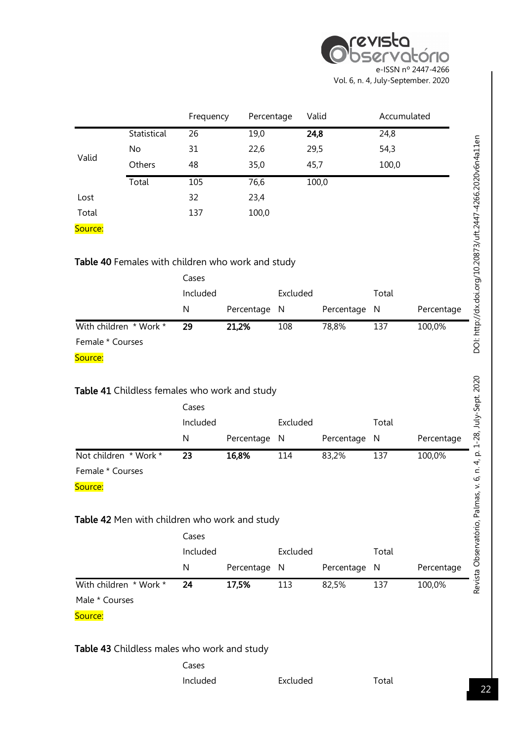| | | Frequency | Percentage | Valid | Accumulated |
|---|---|---|---|---|---|
| Valid | Statistical | 26 | 19,0 | **24,8** | 24,8 |
| | No | 31 | 22,6 | 29,5 | 54,3 |
| | Others | 48 | 35,0 | 45,7 | 100,0 |
| | Total | 105 | 76,6 | 100,0 | |
| Lost | | 32 | 23,4 | | |
| Total | | 137 | 100,0 | | |

Source:

**Table 40** Females with children who work and study

| | Cases | | | | | |
|---|---|---|---|---|---|---|
| | Included | | Excluded | | Total | |
| | N | Percentage | N | Percentage | N | Percentage |
| With children * Work * Female * Courses | **29** | **21,2%** | 108 | 78,8% | 137 | 100,0% |

Source:

**Table 41** Childless females who work and study

| | Cases | | | | | |
|---|---|---|---|---|---|---|
| | Included | | Excluded | | Total | |
| | N | Percentage | N | Percentage | N | Percentage |
| Not children * Work * Female * Courses | **23** | **16,8%** | 114 | 83,2% | 137 | 100,0% |

Source:

**Table 42** Men with children who work and study

| | Cases | | | | | |
|---|---|---|---|---|---|---|
| | Included | | Excluded | | Total | |
| | N | Percentage | N | Percentage | N | Percentage |
| With children * Work * Male * Courses | **24** | **17,5%** | 113 | 82,5% | 137 | 100,0% |

Source:

**Table 43** Childless males who work and study

| | Cases | | | | | |
|---|---|---|---|---|---|---|
| | Included | | Excluded | | Total | |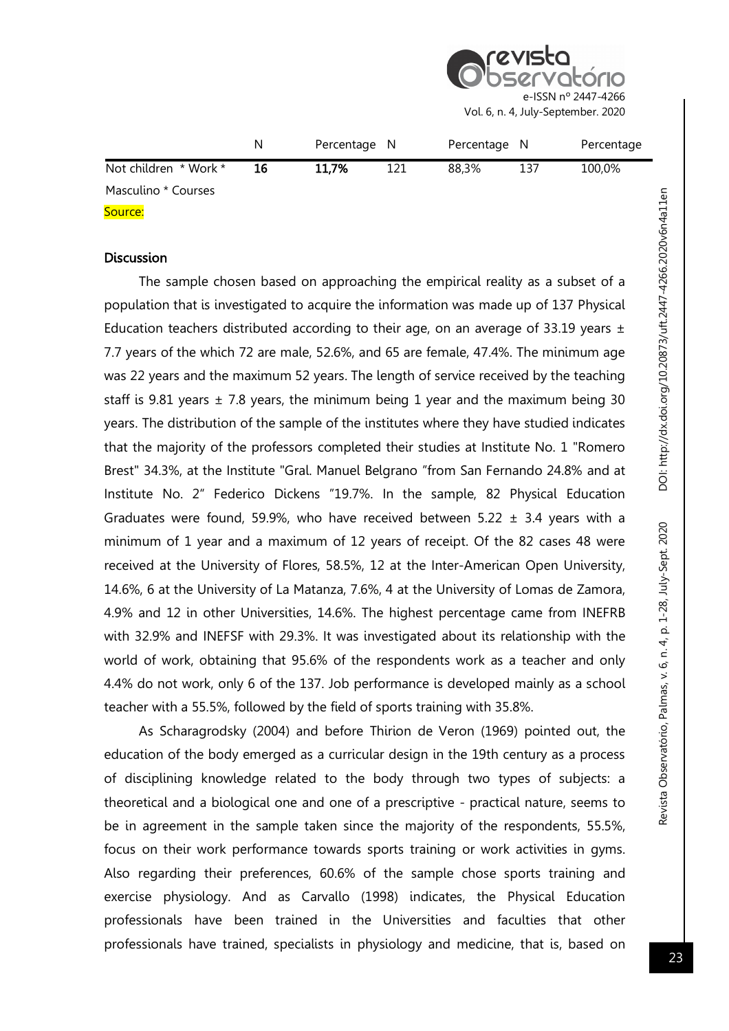|  | N | Percentage | N | Percentage | N | Percentage |
|---|---|---|---|---|---|---|
| Not children * Work * Masculino * Courses | **16** | **11,7%** | 121 | 88,3% | 137 | 100,0% |

Source:

### Discussion

The sample chosen based on approaching the empirical reality as a subset of a population that is investigated to acquire the information was made up of 137 Physical Education teachers distributed according to their age, on an average of 33.19 years ± 7.7 years of the which 72 are male, 52.6%, and 65 are female, 47.4%. The minimum age was 22 years and the maximum 52 years. The length of service received by the teaching staff is 9.81 years ± 7.8 years, the minimum being 1 year and the maximum being 30 years. The distribution of the sample of the institutes where they have studied indicates that the majority of the professors completed their studies at Institute No. 1 "Romero Brest" 34.3%, at the Institute "Gral. Manuel Belgrano "from San Fernando 24.8% and at Institute No. 2" Federico Dickens "19.7%. In the sample, 82 Physical Education Graduates were found, 59.9%, who have received between 5.22 ± 3.4 years with a minimum of 1 year and a maximum of 12 years of receipt. Of the 82 cases 48 were received at the University of Flores, 58.5%, 12 at the Inter-American Open University, 14.6%, 6 at the University of La Matanza, 7.6%, 4 at the University of Lomas de Zamora, 4.9% and 12 in other Universities, 14.6%. The highest percentage came from INEFRB with 32.9% and INEFSF with 29.3%. It was investigated about its relationship with the world of work, obtaining that 95.6% of the respondents work as a teacher and only 4.4% do not work, only 6 of the 137. Job performance is developed mainly as a school teacher with a 55.5%, followed by the field of sports training with 35.8%.

As Scharagrodsky (2004) and before Thirion de Veron (1969) pointed out, the education of the body emerged as a curricular design in the 19th century as a process of disciplining knowledge related to the body through two types of subjects: a theoretical and a biological one and one of a prescriptive - practical nature, seems to be in agreement in the sample taken since the majority of the respondents, 55.5%, focus on their work performance towards sports training or work activities in gyms. Also regarding their preferences, 60.6% of the sample chose sports training and exercise physiology. And as Carvallo (1998) indicates, the Physical Education professionals have been trained in the Universities and faculties that other professionals have trained, specialists in physiology and medicine, that is, based on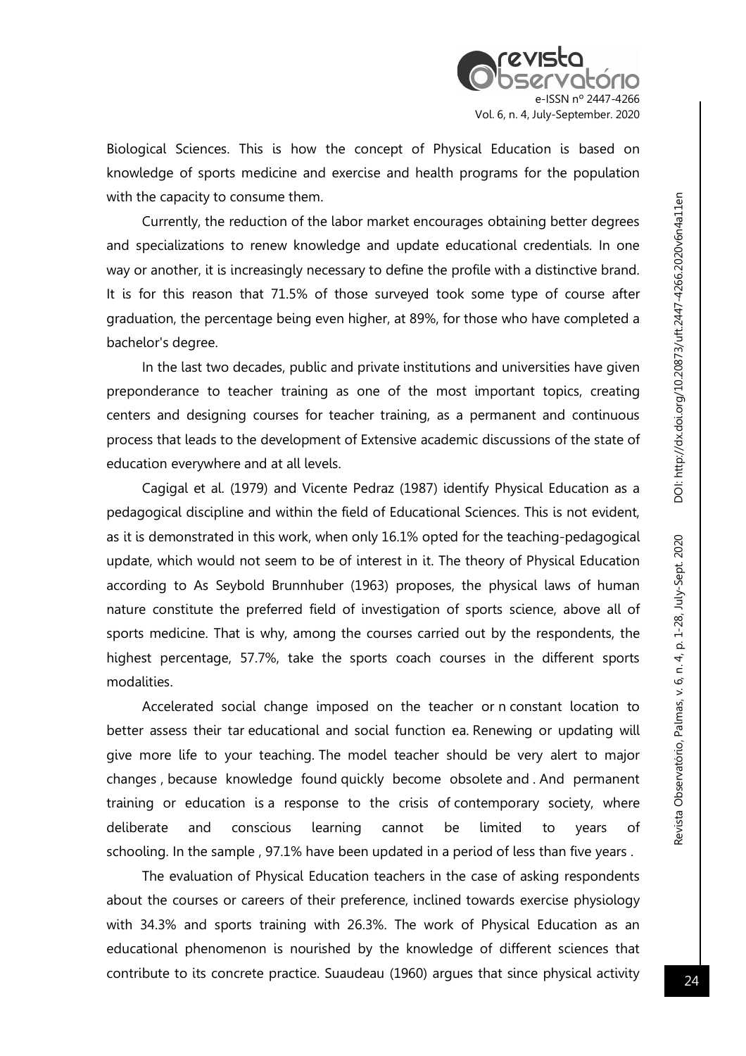Biological Sciences. This is how the concept of Physical Education is based on knowledge of sports medicine and exercise and health programs for the population with the capacity to consume them.

Currently, the reduction of the labor market encourages obtaining better degrees and specializations to renew knowledge and update educational credentials. In one way or another, it is increasingly necessary to define the profile with a distinctive brand. It is for this reason that 71.5% of those surveyed took some type of course after graduation, the percentage being even higher, at 89%, for those who have completed a bachelor's degree.

In the last two decades, public and private institutions and universities have given preponderance to teacher training as one of the most important topics, creating centers and designing courses for teacher training, as a permanent and continuous process that leads to the development of Extensive academic discussions of the state of education everywhere and at all levels.

Cagigal et al. (1979) and Vicente Pedraz (1987) identify Physical Education as a pedagogical discipline and within the field of Educational Sciences. This is not evident, as it is demonstrated in this work, when only 16.1% opted for the teaching-pedagogical update, which would not seem to be of interest in it. The theory of Physical Education according to As Seybold Brunnhuber (1963) proposes, the physical laws of human nature constitute the preferred field of investigation of sports science, above all of sports medicine. That is why, among the courses carried out by the respondents, the highest percentage, 57.7%, take the sports coach courses in the different sports modalities.

Accelerated social change imposed on the teacher or n constant location to better assess their tar educational and social function ea. Renewing or updating will give more life to your teaching. The model teacher should be very alert to major changes , because knowledge found quickly become obsolete and . And permanent training or education is a response to the crisis of contemporary society, where deliberate and conscious learning cannot be limited to years of schooling. In the sample , 97.1% have been updated in a period of less than five years .

The evaluation of Physical Education teachers in the case of asking respondents about the courses or careers of their preference, inclined towards exercise physiology with 34.3% and sports training with 26.3%. The work of Physical Education as an educational phenomenon is nourished by the knowledge of different sciences that contribute to its concrete practice. Suaudeau (1960) argues that since physical activity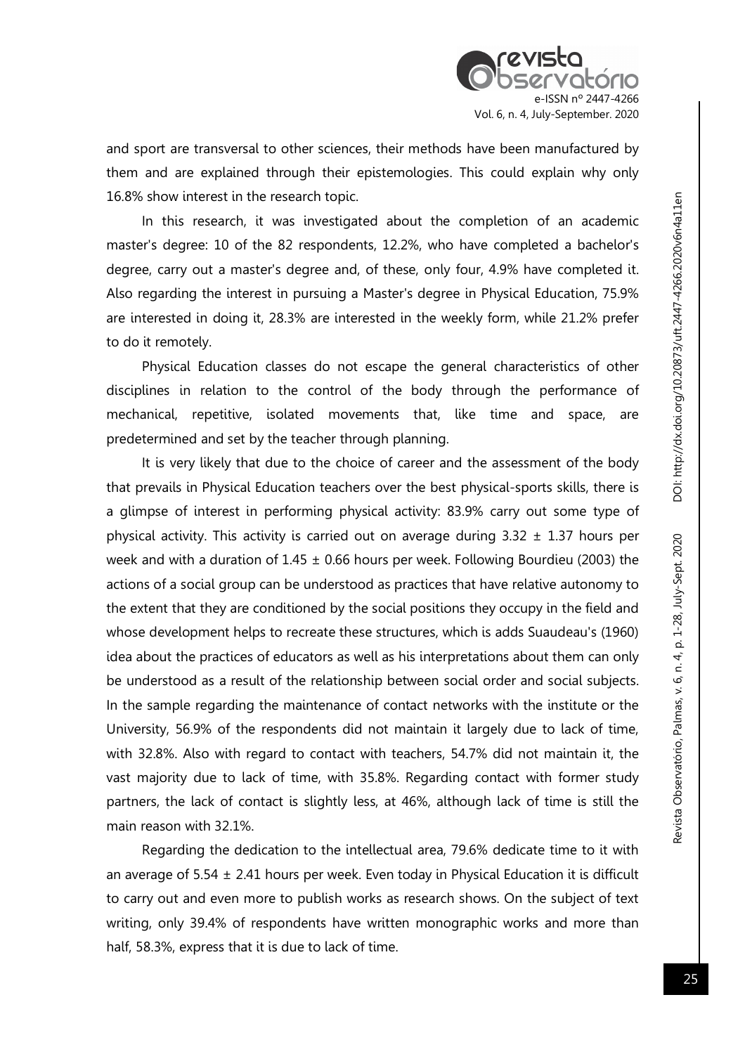and sport are transversal to other sciences, their methods have been manufactured by them and are explained through their epistemologies. This could explain why only 16.8% show interest in the research topic.

In this research, it was investigated about the completion of an academic master's degree: 10 of the 82 respondents, 12.2%, who have completed a bachelor's degree, carry out a master's degree and, of these, only four, 4.9% have completed it. Also regarding the interest in pursuing a Master's degree in Physical Education, 75.9% are interested in doing it, 28.3% are interested in the weekly form, while 21.2% prefer to do it remotely.

Physical Education classes do not escape the general characteristics of other disciplines in relation to the control of the body through the performance of mechanical, repetitive, isolated movements that, like time and space, are predetermined and set by the teacher through planning.

It is very likely that due to the choice of career and the assessment of the body that prevails in Physical Education teachers over the best physical-sports skills, there is a glimpse of interest in performing physical activity: 83.9% carry out some type of physical activity. This activity is carried out on average during $3.32 \pm 1.37$ hours per week and with a duration of $1.45 \pm 0.66$ hours per week. Following Bourdieu (2003) the actions of a social group can be understood as practices that have relative autonomy to the extent that they are conditioned by the social positions they occupy in the field and whose development helps to recreate these structures, which is adds Suaudeau's (1960) idea about the practices of educators as well as his interpretations about them can only be understood as a result of the relationship between social order and social subjects. In the sample regarding the maintenance of contact networks with the institute or the University, 56.9% of the respondents did not maintain it largely due to lack of time, with 32.8%. Also with regard to contact with teachers, 54.7% did not maintain it, the vast majority due to lack of time, with 35.8%. Regarding contact with former study partners, the lack of contact is slightly less, at 46%, although lack of time is still the main reason with 32.1%.

Regarding the dedication to the intellectual area, 79.6% dedicate time to it with an average of $5.54 \pm 2.41$ hours per week. Even today in Physical Education it is difficult to carry out and even more to publish works as research shows. On the subject of text writing, only 39.4% of respondents have written monographic works and more than half, 58.3%, express that it is due to lack of time.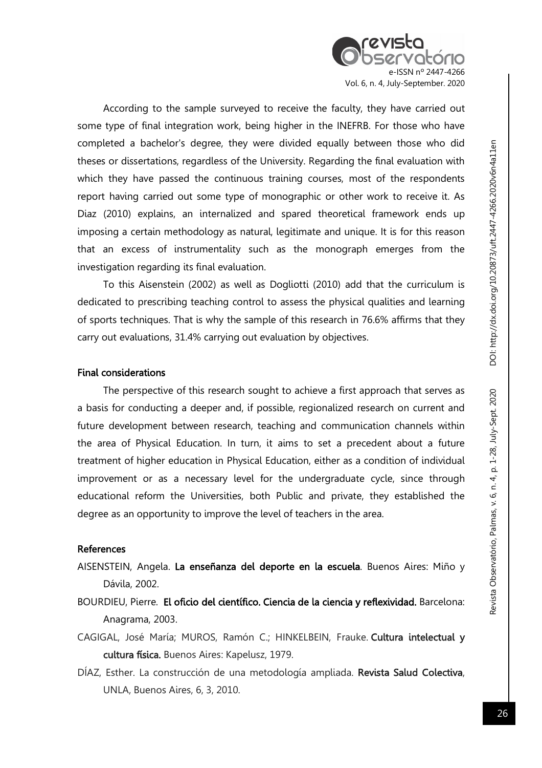According to the sample surveyed to receive the faculty, they have carried out some type of final integration work, being higher in the INEFRB. For those who have completed a bachelor's degree, they were divided equally between those who did theses or dissertations, regardless of the University. Regarding the final evaluation with which they have passed the continuous training courses, most of the respondents report having carried out some type of monographic or other work to receive it. As Diaz (2010) explains, an internalized and spared theoretical framework ends up imposing a certain methodology as natural, legitimate and unique. It is for this reason that an excess of instrumentality such as the monograph emerges from the investigation regarding its final evaluation.

To this Aisenstein (2002) as well as Dogliotti (2010) add that the curriculum is dedicated to prescribing teaching control to assess the physical qualities and learning of sports techniques. That is why the sample of this research in 76.6% affirms that they carry out evaluations, 31.4% carrying out evaluation by objectives.

## Final considerations

The perspective of this research sought to achieve a first approach that serves as a basis for conducting a deeper and, if possible, regionalized research on current and future development between research, teaching and communication channels within the area of Physical Education. In turn, it aims to set a precedent about a future treatment of higher education in Physical Education, either as a condition of individual improvement or as a necessary level for the undergraduate cycle, since through educational reform the Universities, both Public and private, they established the degree as an opportunity to improve the level of teachers in the area.

## References

AISENSTEIN, Angela. **La enseñanza del deporte en la escuela**. Buenos Aires: Miño y Dávila, 2002.

BOURDIEU, Pierre. **El oficio del científico. Ciencia de la ciencia y reflexividad.** Barcelona: Anagrama, 2003.

CAGIGAL, José María; MUROS, Ramón C.; HINKELBEIN, Frauke. **Cultura intelectual y cultura física.** Buenos Aires: Kapelusz, 1979.

DÍAZ, Esther. La construcción de una metodología ampliada. **Revista Salud Colectiva**, UNLA, Buenos Aires, 6, 3, 2010.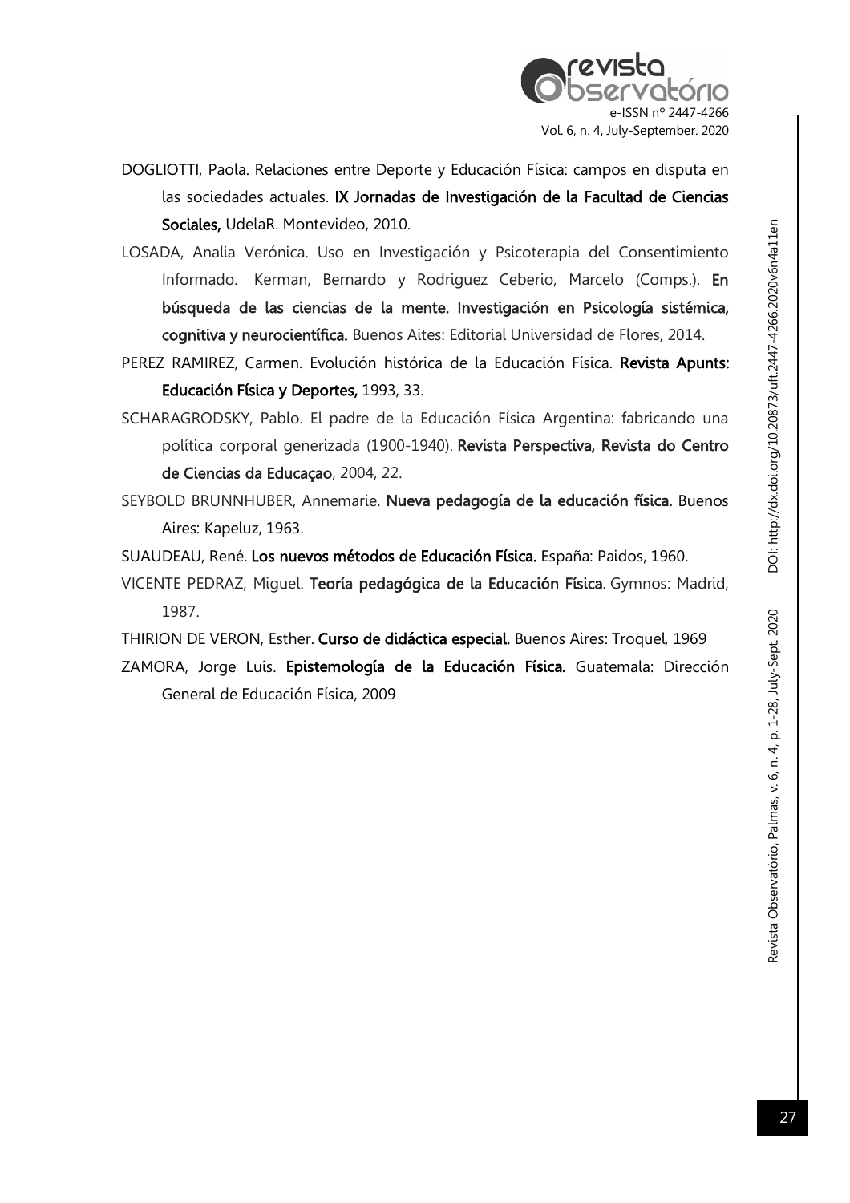DOGLIOTTI, Paola. Relaciones entre Deporte y Educación Física: campos en disputa en las sociedades actuales. **IX Jornadas de Investigación de la Facultad de Ciencias Sociales,** UdelaR. Montevideo, 2010.

LOSADA, Analia Verónica. Uso en Investigación y Psicoterapia del Consentimiento Informado. Kerman, Bernardo y Rodriguez Ceberio, Marcelo (Comps.). **En búsqueda de las ciencias de la mente. Investigación en Psicología sistémica, cognitiva y neurocientífica.** Buenos Aites: Editorial Universidad de Flores, 2014.

PEREZ RAMIREZ, Carmen. Evolución histórica de la Educación Física. **Revista Apunts: Educación Física y Deportes,** 1993, 33.

SCHARAGRODSKY, Pablo. El padre de la Educación Física Argentina: fabricando una política corporal generizada (1900-1940). **Revista Perspectiva, Revista do Centro de Ciencias da Educaçao**, 2004, 22.

SEYBOLD BRUNNHUBER, Annemarie. **Nueva pedagogía de la educación física.** Buenos Aires: Kapeluz, 1963.

SUAUDEAU, René. **Los nuevos métodos de Educación Física.** España: Paidos, 1960.

VICENTE PEDRAZ, Miguel. **Teoría pedagógica de la Educación Física**. Gymnos: Madrid, 1987.

THIRION DE VERON, Esther. **Curso de didáctica especial.** Buenos Aires: Troquel, 1969

ZAMORA, Jorge Luis. **Epistemología de la Educación Física.** Guatemala: Dirección General de Educación Física, 2009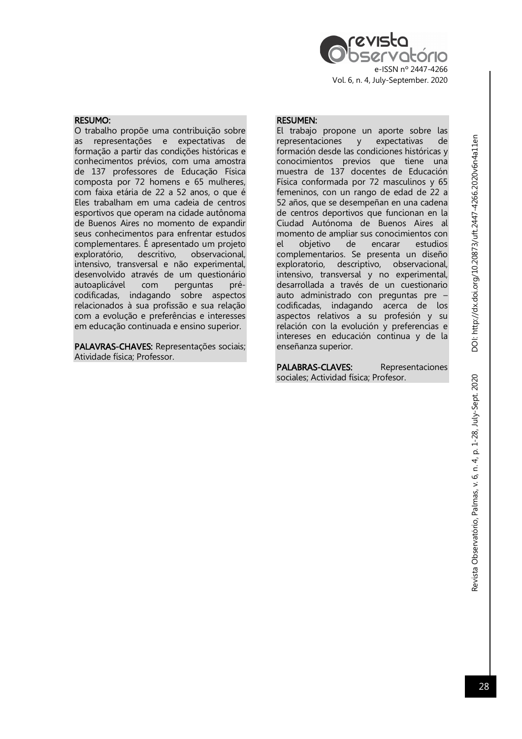**RESUMO:**
O trabalho propõe uma contribuição sobre as representações e expectativas de formação a partir das condições históricas e conhecimentos prévios, com uma amostra de 137 professores de Educação Física composta por 72 homens e 65 mulheres, com faixa etária de 22 a 52 anos, o que é Eles trabalham em uma cadeia de centros esportivos que operam na cidade autônoma de Buenos Aires no momento de expandir seus conhecimentos para enfrentar estudos complementares. É apresentado um projeto exploratório, descritivo, observacional, intensivo, transversal e não experimental, desenvolvido através de um questionário autoaplicável com perguntas pré-codificadas, indagando sobre aspectos relacionados à sua profissão e sua relação com a evolução e preferências e interesses em educação continuada e ensino superior.

**PALAVRAS-CHAVES:** Representações sociais; Atividade física; Professor.

**RESUMEN:**
El trabajo propone un aporte sobre las representaciones y expectativas de formación desde las condiciones históricas y conocimientos previos que tiene una muestra de 137 docentes de Educación Física conformada por 72 masculinos y 65 femeninos, con un rango de edad de 22 a 52 años, que se desempeñan en una cadena de centros deportivos que funcionan en la Ciudad Autónoma de Buenos Aires al momento de ampliar sus conocimientos con el objetivo de encarar estudios complementarios. Se presenta un diseño exploratorio, descriptivo, observacional, intensivo, transversal y no experimental, desarrollada a través de un cuestionario auto administrado con preguntas pre – codificadas, indagando acerca de los aspectos relativos a su profesión y su relación con la evolución y preferencias e intereses en educación continua y de la enseñanza superior.

**PALABRAS-CLAVES:** Representaciones sociales; Actividad física; Profesor.